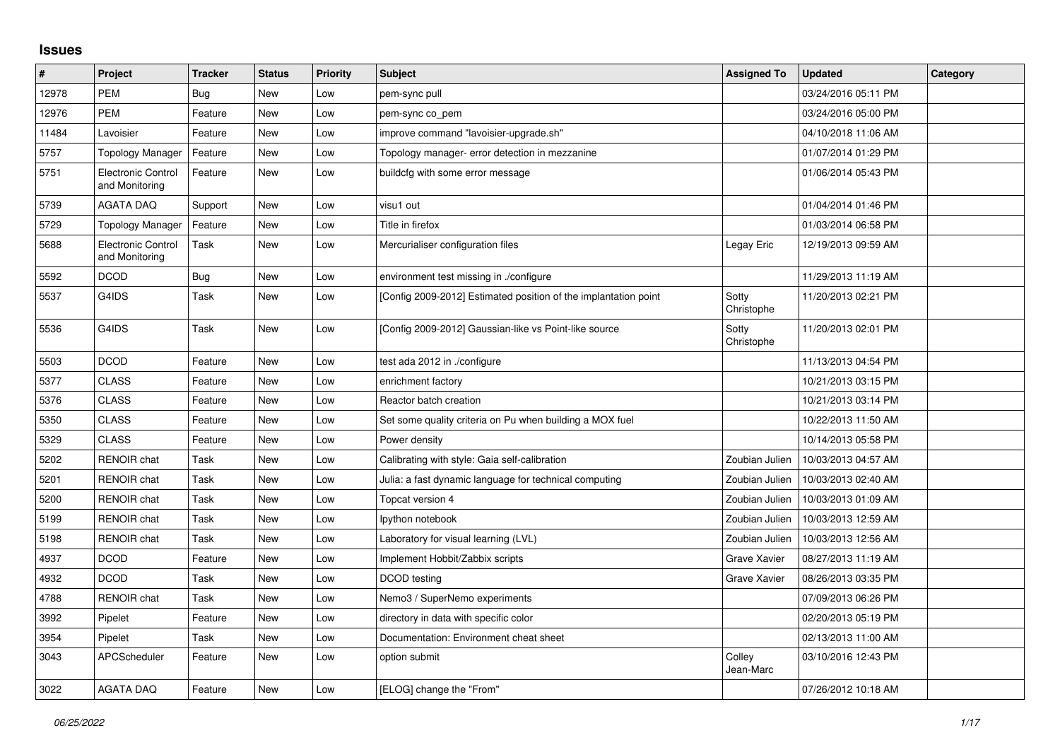## Issues

| # | Project | Tracker | Status | Priority | Subject | Assigned To | Updated | Category |
|---|---|---|---|---|---|---|---|---|
| 12978 | PEM | Bug | New | Low | pem-sync pull | | 03/24/2016 05:11 PM | |
| 12976 | PEM | Feature | New | Low | pem-sync co_pem | | 03/24/2016 05:00 PM | |
| 11484 | Lavoisier | Feature | New | Low | improve command "lavoisier-upgrade.sh" | | 04/10/2018 11:06 AM | |
| 5757 | Topology Manager | Feature | New | Low | Topology manager- error detection in mezzanine | | 01/07/2014 01:29 PM | |
| 5751 | Electronic Control and Monitoring | Feature | New | Low | buildcfg with some error message | | 01/06/2014 05:43 PM | |
| 5739 | AGATA DAQ | Support | New | Low | visu1 out | | 01/04/2014 01:46 PM | |
| 5729 | Topology Manager | Feature | New | Low | Title in firefox | | 01/03/2014 06:58 PM | |
| 5688 | Electronic Control and Monitoring | Task | New | Low | Mercurialiser configuration files | Legay Eric | 12/19/2013 09:59 AM | |
| 5592 | DCOD | Bug | New | Low | environment test missing in ./configure | | 11/29/2013 11:19 AM | |
| 5537 | G4IDS | Task | New | Low | [Config 2009-2012] Estimated position of the implantation point | Sotty Christophe | 11/20/2013 02:21 PM | |
| 5536 | G4IDS | Task | New | Low | [Config 2009-2012] Gaussian-like vs Point-like source | Sotty Christophe | 11/20/2013 02:01 PM | |
| 5503 | DCOD | Feature | New | Low | test ada 2012 in ./configure | | 11/13/2013 04:54 PM | |
| 5377 | CLASS | Feature | New | Low | enrichment factory | | 10/21/2013 03:15 PM | |
| 5376 | CLASS | Feature | New | Low | Reactor batch creation | | 10/21/2013 03:14 PM | |
| 5350 | CLASS | Feature | New | Low | Set some quality criteria on Pu when building a MOX fuel | | 10/22/2013 11:50 AM | |
| 5329 | CLASS | Feature | New | Low | Power density | | 10/14/2013 05:58 PM | |
| 5202 | RENOIR chat | Task | New | Low | Calibrating with style: Gaia self-calibration | Zoubian Julien | 10/03/2013 04:57 AM | |
| 5201 | RENOIR chat | Task | New | Low | Julia: a fast dynamic language for technical computing | Zoubian Julien | 10/03/2013 02:40 AM | |
| 5200 | RENOIR chat | Task | New | Low | Topcat version 4 | Zoubian Julien | 10/03/2013 01:09 AM | |
| 5199 | RENOIR chat | Task | New | Low | Ipython notebook | Zoubian Julien | 10/03/2013 12:59 AM | |
| 5198 | RENOIR chat | Task | New | Low | Laboratory for visual learning (LVL) | Zoubian Julien | 10/03/2013 12:56 AM | |
| 4937 | DCOD | Feature | New | Low | Implement Hobbit/Zabbix scripts | Grave Xavier | 08/27/2013 11:19 AM | |
| 4932 | DCOD | Task | New | Low | DCOD testing | Grave Xavier | 08/26/2013 03:35 PM | |
| 4788 | RENOIR chat | Task | New | Low | Nemo3 / SuperNemo experiments | | 07/09/2013 06:26 PM | |
| 3992 | Pipelet | Feature | New | Low | directory in data with specific color | | 02/20/2013 05:19 PM | |
| 3954 | Pipelet | Task | New | Low | Documentation: Environment cheat sheet | | 02/13/2013 11:00 AM | |
| 3043 | APCScheduler | Feature | New | Low | option submit | Colley Jean-Marc | 03/10/2016 12:43 PM | |
| 3022 | AGATA DAQ | Feature | New | Low | [ELOG] change the "From" | | 07/26/2012 10:18 AM | |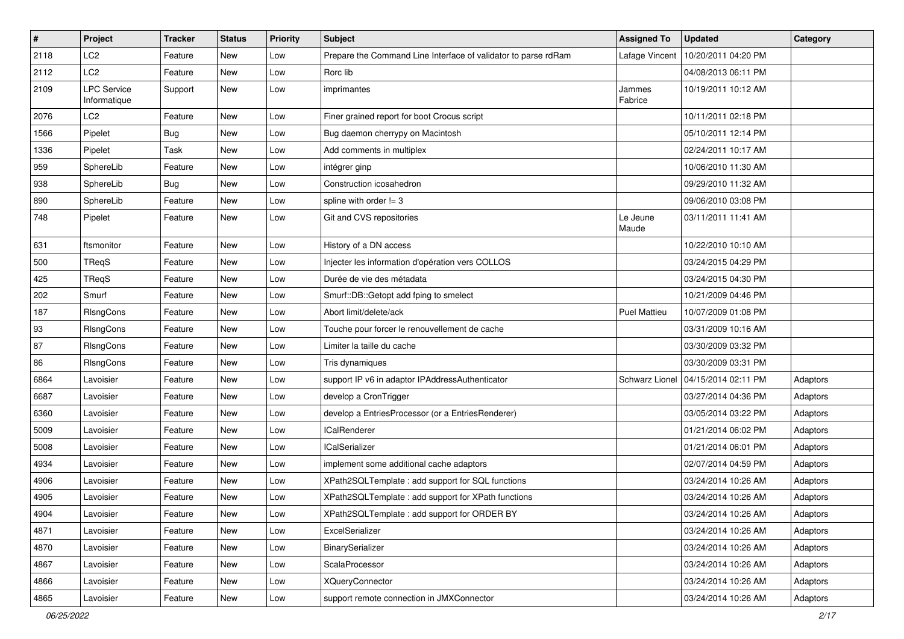| # | Project | Tracker | Status | Priority | Subject | Assigned To | Updated | Category |
|---|---|---|---|---|---|---|---|---|
| 2118 | LC2 | Feature | New | Low | Prepare the Command Line Interface of validator to parse rdRam | Lafage Vincent | 10/20/2011 04:20 PM | |
| 2112 | LC2 | Feature | New | Low | Rorc lib | | 04/08/2013 06:11 PM | |
| 2109 | LPC Service Informatique | Support | New | Low | imprimantes | Jammes Fabrice | 10/19/2011 10:12 AM | |
| 2076 | LC2 | Feature | New | Low | Finer grained report for boot Crocus script | | 10/11/2011 02:18 PM | |
| 1566 | Pipelet | Bug | New | Low | Bug daemon cherrypy on Macintosh | | 05/10/2011 12:14 PM | |
| 1336 | Pipelet | Task | New | Low | Add comments in multiplex | | 02/24/2011 10:17 AM | |
| 959 | SphereLib | Feature | New | Low | intégrer ginp | | 10/06/2010 11:30 AM | |
| 938 | SphereLib | Bug | New | Low | Construction icosahedron | | 09/29/2010 11:32 AM | |
| 890 | SphereLib | Feature | New | Low | spline with order != 3 | | 09/06/2010 03:08 PM | |
| 748 | Pipelet | Feature | New | Low | Git and CVS repositories | Le Jeune Maude | 03/11/2011 11:41 AM | |
| 631 | ftsmonitor | Feature | New | Low | History of a DN access | | 10/22/2010 10:10 AM | |
| 500 | TReqS | Feature | New | Low | Injecter les information d'opération vers COLLOS | | 03/24/2015 04:29 PM | |
| 425 | TReqS | Feature | New | Low | Durée de vie des métadata | | 03/24/2015 04:30 PM | |
| 202 | Smurf | Feature | New | Low | Smurf::DB::Getopt add fping to smelect | | 10/21/2009 04:46 PM | |
| 187 | RlsngCons | Feature | New | Low | Abort limit/delete/ack | Puel Mattieu | 10/07/2009 01:08 PM | |
| 93 | RlsngCons | Feature | New | Low | Touche pour forcer le renouvellement de cache | | 03/31/2009 10:16 AM | |
| 87 | RlsngCons | Feature | New | Low | Limiter la taille du cache | | 03/30/2009 03:32 PM | |
| 86 | RlsngCons | Feature | New | Low | Tris dynamiques | | 03/30/2009 03:31 PM | |
| 6864 | Lavoisier | Feature | New | Low | support IP v6 in adaptor IPAddressAuthenticator | Schwarz Lionel | 04/15/2014 02:11 PM | Adaptors |
| 6687 | Lavoisier | Feature | New | Low | develop a CronTrigger | | 03/27/2014 04:36 PM | Adaptors |
| 6360 | Lavoisier | Feature | New | Low | develop a EntriesProcessor (or a EntriesRenderer) | | 03/05/2014 03:22 PM | Adaptors |
| 5009 | Lavoisier | Feature | New | Low | ICalRenderer | | 01/21/2014 06:02 PM | Adaptors |
| 5008 | Lavoisier | Feature | New | Low | ICalSerializer | | 01/21/2014 06:01 PM | Adaptors |
| 4934 | Lavoisier | Feature | New | Low | implement some additional cache adaptors | | 02/07/2014 04:59 PM | Adaptors |
| 4906 | Lavoisier | Feature | New | Low | XPath2SQLTemplate : add support for SQL functions | | 03/24/2014 10:26 AM | Adaptors |
| 4905 | Lavoisier | Feature | New | Low | XPath2SQLTemplate : add support for XPath functions | | 03/24/2014 10:26 AM | Adaptors |
| 4904 | Lavoisier | Feature | New | Low | XPath2SQLTemplate : add support for ORDER BY | | 03/24/2014 10:26 AM | Adaptors |
| 4871 | Lavoisier | Feature | New | Low | ExcelSerializer | | 03/24/2014 10:26 AM | Adaptors |
| 4870 | Lavoisier | Feature | New | Low | BinarySerializer | | 03/24/2014 10:26 AM | Adaptors |
| 4867 | Lavoisier | Feature | New | Low | ScalaProcessor | | 03/24/2014 10:26 AM | Adaptors |
| 4866 | Lavoisier | Feature | New | Low | XQueryConnector | | 03/24/2014 10:26 AM | Adaptors |
| 4865 | Lavoisier | Feature | New | Low | support remote connection in JMXConnector | | 03/24/2014 10:26 AM | Adaptors |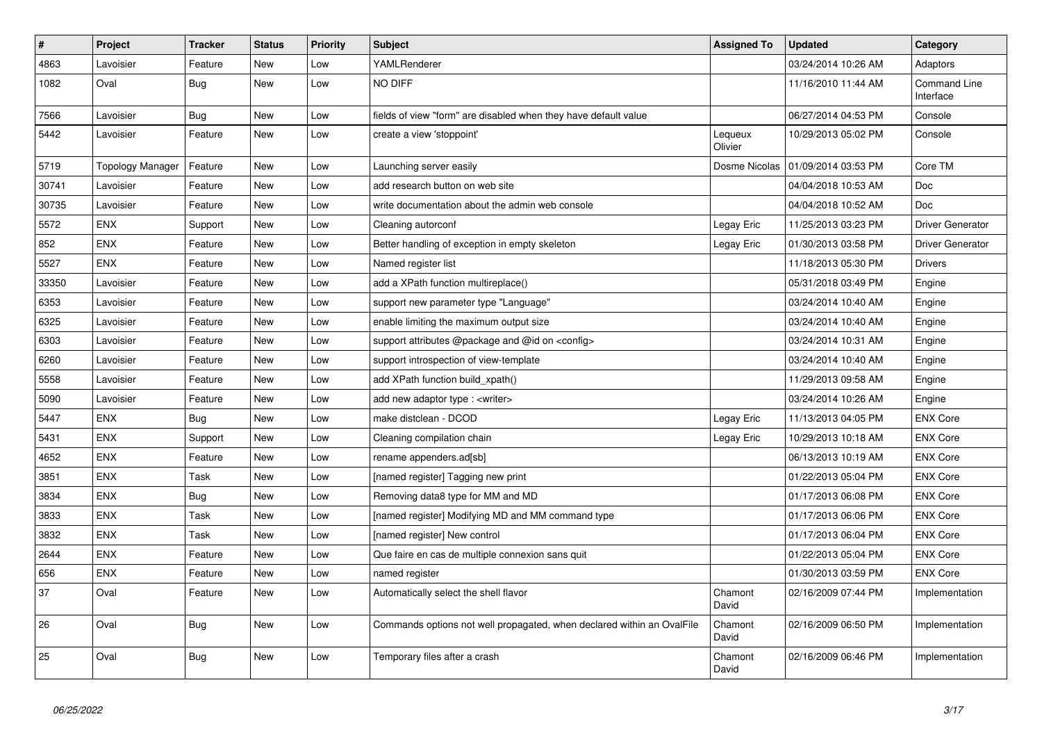| # | Project | Tracker | Status | Priority | Subject | Assigned To | Updated | Category |
|---|---|---|---|---|---|---|---|---|
| 4863 | Lavoisier | Feature | New | Low | YAMLRenderer | | 03/24/2014 10:26 AM | Adaptors |
| 1082 | Oval | Bug | New | Low | NO DIFF | | 11/16/2010 11:44 AM | Command Line Interface |
| 7566 | Lavoisier | Bug | New | Low | fields of view "form" are disabled when they have default value | | 06/27/2014 04:53 PM | Console |
| 5442 | Lavoisier | Feature | New | Low | create a view 'stoppoint' | Lequeux Olivier | 10/29/2013 05:02 PM | Console |
| 5719 | Topology Manager | Feature | New | Low | Launching server easily | Dosme Nicolas | 01/09/2014 03:53 PM | Core TM |
| 30741 | Lavoisier | Feature | New | Low | add research button on web site | | 04/04/2018 10:53 AM | Doc |
| 30735 | Lavoisier | Feature | New | Low | write documentation about the admin web console | | 04/04/2018 10:52 AM | Doc |
| 5572 | ENX | Support | New | Low | Cleaning autorconf | Legay Eric | 11/25/2013 03:23 PM | Driver Generator |
| 852 | ENX | Feature | New | Low | Better handling of exception in empty skeleton | Legay Eric | 01/30/2013 03:58 PM | Driver Generator |
| 5527 | ENX | Feature | New | Low | Named register list | | 11/18/2013 05:30 PM | Drivers |
| 33350 | Lavoisier | Feature | New | Low | add a XPath function multireplace() | | 05/31/2018 03:49 PM | Engine |
| 6353 | Lavoisier | Feature | New | Low | support new parameter type "Language" | | 03/24/2014 10:40 AM | Engine |
| 6325 | Lavoisier | Feature | New | Low | enable limiting the maximum output size | | 03/24/2014 10:40 AM | Engine |
| 6303 | Lavoisier | Feature | New | Low | support attributes @package and @id on <config> | | 03/24/2014 10:31 AM | Engine |
| 6260 | Lavoisier | Feature | New | Low | support introspection of view-template | | 03/24/2014 10:40 AM | Engine |
| 5558 | Lavoisier | Feature | New | Low | add XPath function build_xpath() | | 11/29/2013 09:58 AM | Engine |
| 5090 | Lavoisier | Feature | New | Low | add new adaptor type : <writer> | | 03/24/2014 10:26 AM | Engine |
| 5447 | ENX | Bug | New | Low | make distclean - DCOD | Legay Eric | 11/13/2013 04:05 PM | ENX Core |
| 5431 | ENX | Support | New | Low | Cleaning compilation chain | Legay Eric | 10/29/2013 10:18 AM | ENX Core |
| 4652 | ENX | Feature | New | Low | rename appenders.ad[sb] | | 06/13/2013 10:19 AM | ENX Core |
| 3851 | ENX | Task | New | Low | [named register] Tagging new print | | 01/22/2013 05:04 PM | ENX Core |
| 3834 | ENX | Bug | New | Low | Removing data8 type for MM and MD | | 01/17/2013 06:08 PM | ENX Core |
| 3833 | ENX | Task | New | Low | [named register] Modifying MD and MM command type | | 01/17/2013 06:06 PM | ENX Core |
| 3832 | ENX | Task | New | Low | [named register] New control | | 01/17/2013 06:04 PM | ENX Core |
| 2644 | ENX | Feature | New | Low | Que faire en cas de multiple connexion sans quit | | 01/22/2013 05:04 PM | ENX Core |
| 656 | ENX | Feature | New | Low | named register | | 01/30/2013 03:59 PM | ENX Core |
| 37 | Oval | Feature | New | Low | Automatically select the shell flavor | Chamont David | 02/16/2009 07:44 PM | Implementation |
| 26 | Oval | Bug | New | Low | Commands options not well propagated, when declared within an OvalFile | Chamont David | 02/16/2009 06:50 PM | Implementation |
| 25 | Oval | Bug | New | Low | Temporary files after a crash | Chamont David | 02/16/2009 06:46 PM | Implementation |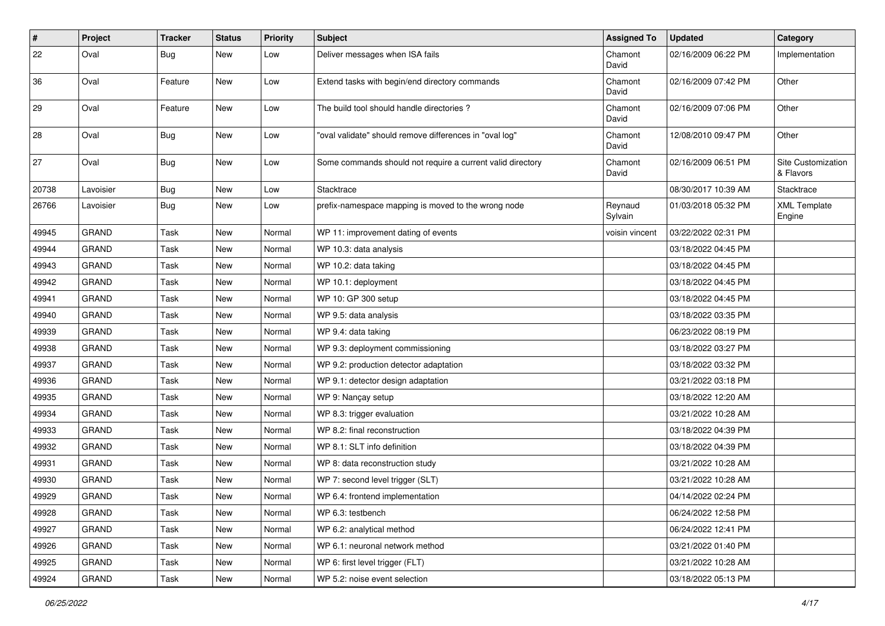| # | Project | Tracker | Status | Priority | Subject | Assigned To | Updated | Category |
|---|---|---|---|---|---|---|---|---|
| 22 | Oval | Bug | New | Low | Deliver messages when ISA fails | Chamont David | 02/16/2009 06:22 PM | Implementation |
| 36 | Oval | Feature | New | Low | Extend tasks with begin/end directory commands | Chamont David | 02/16/2009 07:42 PM | Other |
| 29 | Oval | Feature | New | Low | The build tool should handle directories ? | Chamont David | 02/16/2009 07:06 PM | Other |
| 28 | Oval | Bug | New | Low | "oval validate" should remove differences in "oval log" | Chamont David | 12/08/2010 09:47 PM | Other |
| 27 | Oval | Bug | New | Low | Some commands should not require a current valid directory | Chamont David | 02/16/2009 06:51 PM | Site Customization & Flavors |
| 20738 | Lavoisier | Bug | New | Low | Stacktrace | | 08/30/2017 10:39 AM | Stacktrace |
| 26766 | Lavoisier | Bug | New | Low | prefix-namespace mapping is moved to the wrong node | Reynaud Sylvain | 01/03/2018 05:32 PM | XML Template Engine |
| 49945 | GRAND | Task | New | Normal | WP 11: improvement dating of events | voisin vincent | 03/22/2022 02:31 PM | |
| 49944 | GRAND | Task | New | Normal | WP 10.3: data analysis | | 03/18/2022 04:45 PM | |
| 49943 | GRAND | Task | New | Normal | WP 10.2: data taking | | 03/18/2022 04:45 PM | |
| 49942 | GRAND | Task | New | Normal | WP 10.1: deployment | | 03/18/2022 04:45 PM | |
| 49941 | GRAND | Task | New | Normal | WP 10: GP 300 setup | | 03/18/2022 04:45 PM | |
| 49940 | GRAND | Task | New | Normal | WP 9.5: data analysis | | 03/18/2022 03:35 PM | |
| 49939 | GRAND | Task | New | Normal | WP 9.4: data taking | | 06/23/2022 08:19 PM | |
| 49938 | GRAND | Task | New | Normal | WP 9.3: deployment commissioning | | 03/18/2022 03:27 PM | |
| 49937 | GRAND | Task | New | Normal | WP 9.2: production detector adaptation | | 03/18/2022 03:32 PM | |
| 49936 | GRAND | Task | New | Normal | WP 9.1: detector design adaptation | | 03/21/2022 03:18 PM | |
| 49935 | GRAND | Task | New | Normal | WP 9: Nançay setup | | 03/18/2022 12:20 AM | |
| 49934 | GRAND | Task | New | Normal | WP 8.3: trigger evaluation | | 03/21/2022 10:28 AM | |
| 49933 | GRAND | Task | New | Normal | WP 8.2: final reconstruction | | 03/18/2022 04:39 PM | |
| 49932 | GRAND | Task | New | Normal | WP 8.1: SLT info definition | | 03/18/2022 04:39 PM | |
| 49931 | GRAND | Task | New | Normal | WP 8: data reconstruction study | | 03/21/2022 10:28 AM | |
| 49930 | GRAND | Task | New | Normal | WP 7: second level trigger (SLT) | | 03/21/2022 10:28 AM | |
| 49929 | GRAND | Task | New | Normal | WP 6.4: frontend implementation | | 04/14/2022 02:24 PM | |
| 49928 | GRAND | Task | New | Normal | WP 6.3: testbench | | 06/24/2022 12:58 PM | |
| 49927 | GRAND | Task | New | Normal | WP 6.2: analytical method | | 06/24/2022 12:41 PM | |
| 49926 | GRAND | Task | New | Normal | WP 6.1: neuronal network method | | 03/21/2022 01:40 PM | |
| 49925 | GRAND | Task | New | Normal | WP 6: first level trigger (FLT) | | 03/21/2022 10:28 AM | |
| 49924 | GRAND | Task | New | Normal | WP 5.2: noise event selection | | 03/18/2022 05:13 PM | |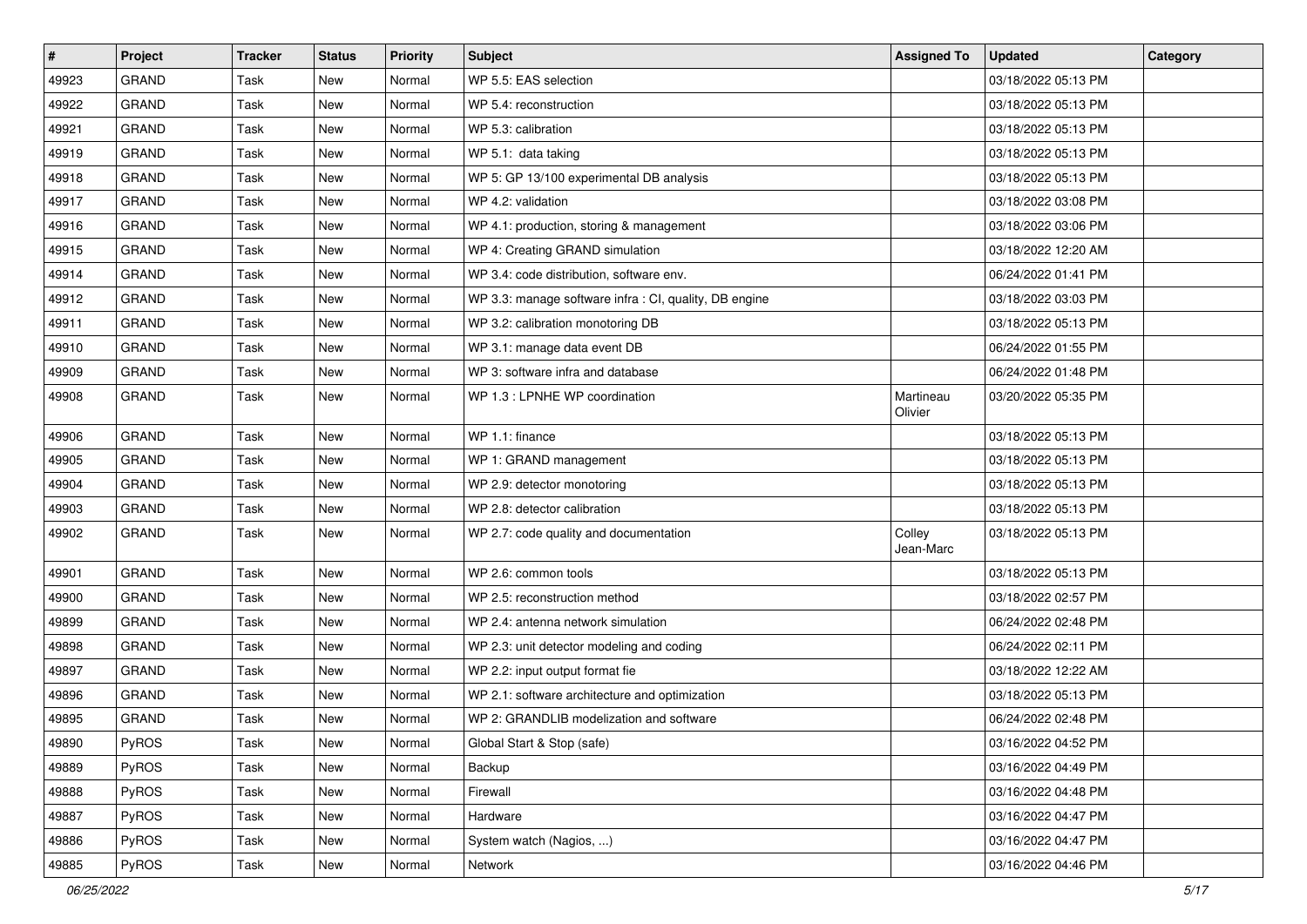| # | Project | Tracker | Status | Priority | Subject | Assigned To | Updated | Category |
|---|---|---|---|---|---|---|---|---|
| 49923 | GRAND | Task | New | Normal | WP 5.5: EAS selection | | 03/18/2022 05:13 PM | |
| 49922 | GRAND | Task | New | Normal | WP 5.4: reconstruction | | 03/18/2022 05:13 PM | |
| 49921 | GRAND | Task | New | Normal | WP 5.3: calibration | | 03/18/2022 05:13 PM | |
| 49919 | GRAND | Task | New | Normal | WP 5.1:  data taking | | 03/18/2022 05:13 PM | |
| 49918 | GRAND | Task | New | Normal | WP 5: GP 13/100 experimental DB analysis | | 03/18/2022 05:13 PM | |
| 49917 | GRAND | Task | New | Normal | WP 4.2: validation | | 03/18/2022 03:08 PM | |
| 49916 | GRAND | Task | New | Normal | WP 4.1: production, storing & management | | 03/18/2022 03:06 PM | |
| 49915 | GRAND | Task | New | Normal | WP 4: Creating GRAND simulation | | 03/18/2022 12:20 AM | |
| 49914 | GRAND | Task | New | Normal | WP 3.4: code distribution, software env. | | 06/24/2022 01:41 PM | |
| 49912 | GRAND | Task | New | Normal | WP 3.3: manage software infra : CI, quality, DB engine | | 03/18/2022 03:03 PM | |
| 49911 | GRAND | Task | New | Normal | WP 3.2: calibration monotoring DB | | 03/18/2022 05:13 PM | |
| 49910 | GRAND | Task | New | Normal | WP 3.1: manage data event DB | | 06/24/2022 01:55 PM | |
| 49909 | GRAND | Task | New | Normal | WP 3: software infra and database | | 06/24/2022 01:48 PM | |
| 49908 | GRAND | Task | New | Normal | WP 1.3 : LPNHE WP coordination | Martineau Olivier | 03/20/2022 05:35 PM | |
| 49906 | GRAND | Task | New | Normal | WP 1.1: finance | | 03/18/2022 05:13 PM | |
| 49905 | GRAND | Task | New | Normal | WP 1: GRAND management | | 03/18/2022 05:13 PM | |
| 49904 | GRAND | Task | New | Normal | WP 2.9: detector monotoring | | 03/18/2022 05:13 PM | |
| 49903 | GRAND | Task | New | Normal | WP 2.8: detector calibration | | 03/18/2022 05:13 PM | |
| 49902 | GRAND | Task | New | Normal | WP 2.7: code quality and documentation | Colley Jean-Marc | 03/18/2022 05:13 PM | |
| 49901 | GRAND | Task | New | Normal | WP 2.6: common tools | | 03/18/2022 05:13 PM | |
| 49900 | GRAND | Task | New | Normal | WP 2.5: reconstruction method | | 03/18/2022 02:57 PM | |
| 49899 | GRAND | Task | New | Normal | WP 2.4: antenna network simulation | | 06/24/2022 02:48 PM | |
| 49898 | GRAND | Task | New | Normal | WP 2.3: unit detector modeling and coding | | 06/24/2022 02:11 PM | |
| 49897 | GRAND | Task | New | Normal | WP 2.2: input output format fie | | 03/18/2022 12:22 AM | |
| 49896 | GRAND | Task | New | Normal | WP 2.1: software architecture and optimization | | 03/18/2022 05:13 PM | |
| 49895 | GRAND | Task | New | Normal | WP 2: GRANDLIB modelization and software | | 06/24/2022 02:48 PM | |
| 49890 | PyROS | Task | New | Normal | Global Start & Stop (safe) | | 03/16/2022 04:52 PM | |
| 49889 | PyROS | Task | New | Normal | Backup | | 03/16/2022 04:49 PM | |
| 49888 | PyROS | Task | New | Normal | Firewall | | 03/16/2022 04:48 PM | |
| 49887 | PyROS | Task | New | Normal | Hardware | | 03/16/2022 04:47 PM | |
| 49886 | PyROS | Task | New | Normal | System watch (Nagios, ...) | | 03/16/2022 04:47 PM | |
| 49885 | PyROS | Task | New | Normal | Network | | 03/16/2022 04:46 PM | |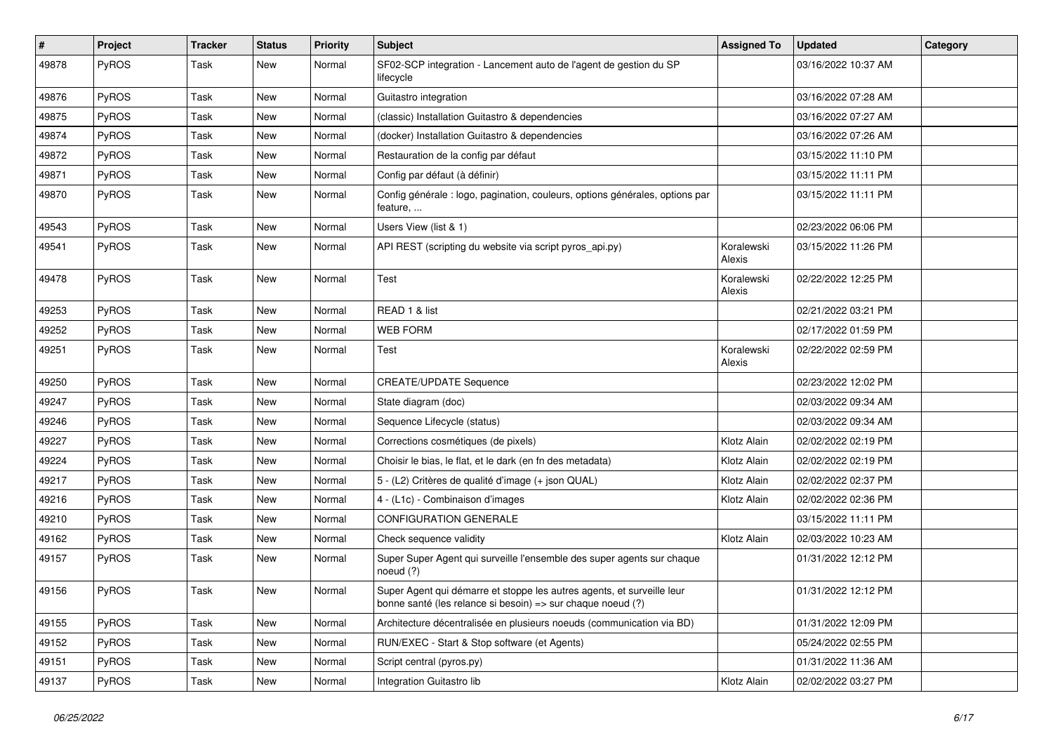| # | Project | Tracker | Status | Priority | Subject | Assigned To | Updated | Category |
|---|---|---|---|---|---|---|---|---|
| 49878 | PyROS | Task | New | Normal | SF02-SCP integration - Lancement auto de l'agent de gestion du SP lifecycle | | 03/16/2022 10:37 AM | |
| 49876 | PyROS | Task | New | Normal | Guitastro integration | | 03/16/2022 07:28 AM | |
| 49875 | PyROS | Task | New | Normal | (classic) Installation Guitastro & dependencies | | 03/16/2022 07:27 AM | |
| 49874 | PyROS | Task | New | Normal | (docker) Installation Guitastro & dependencies | | 03/16/2022 07:26 AM | |
| 49872 | PyROS | Task | New | Normal | Restauration de la config par défaut | | 03/15/2022 11:10 PM | |
| 49871 | PyROS | Task | New | Normal | Config par défaut (à définir) | | 03/15/2022 11:11 PM | |
| 49870 | PyROS | Task | New | Normal | Config générale : logo, pagination, couleurs, options générales, options par feature, ... | | 03/15/2022 11:11 PM | |
| 49543 | PyROS | Task | New | Normal | Users View (list & 1) | | 02/23/2022 06:06 PM | |
| 49541 | PyROS | Task | New | Normal | API REST (scripting du website via script pyros_api.py) | Koralewski Alexis | 03/15/2022 11:26 PM | |
| 49478 | PyROS | Task | New | Normal | Test | Koralewski Alexis | 02/22/2022 12:25 PM | |
| 49253 | PyROS | Task | New | Normal | READ 1 & list | | 02/21/2022 03:21 PM | |
| 49252 | PyROS | Task | New | Normal | WEB FORM | | 02/17/2022 01:59 PM | |
| 49251 | PyROS | Task | New | Normal | Test | Koralewski Alexis | 02/22/2022 02:59 PM | |
| 49250 | PyROS | Task | New | Normal | CREATE/UPDATE Sequence | | 02/23/2022 12:02 PM | |
| 49247 | PyROS | Task | New | Normal | State diagram (doc) | | 02/03/2022 09:34 AM | |
| 49246 | PyROS | Task | New | Normal | Sequence Lifecycle (status) | | 02/03/2022 09:34 AM | |
| 49227 | PyROS | Task | New | Normal | Corrections cosmétiques (de pixels) | Klotz Alain | 02/02/2022 02:19 PM | |
| 49224 | PyROS | Task | New | Normal | Choisir le bias, le flat, et le dark (en fn des metadata) | Klotz Alain | 02/02/2022 02:19 PM | |
| 49217 | PyROS | Task | New | Normal | 5 - (L2) Critères de qualité d'image (+ json QUAL) | Klotz Alain | 02/02/2022 02:37 PM | |
| 49216 | PyROS | Task | New | Normal | 4 - (L1c) - Combinaison d'images | Klotz Alain | 02/02/2022 02:36 PM | |
| 49210 | PyROS | Task | New | Normal | CONFIGURATION GENERALE | | 03/15/2022 11:11 PM | |
| 49162 | PyROS | Task | New | Normal | Check sequence validity | Klotz Alain | 02/03/2022 10:23 AM | |
| 49157 | PyROS | Task | New | Normal | Super Super Agent qui surveille l'ensemble des super agents sur chaque noeud (?) | | 01/31/2022 12:12 PM | |
| 49156 | PyROS | Task | New | Normal | Super Agent qui démarre et stoppe les autres agents, et surveille leur bonne santé (les relance si besoin) => sur chaque noeud (?) | | 01/31/2022 12:12 PM | |
| 49155 | PyROS | Task | New | Normal | Architecture décentralisée en plusieurs noeuds (communication via BD) | | 01/31/2022 12:09 PM | |
| 49152 | PyROS | Task | New | Normal | RUN/EXEC - Start & Stop software (et Agents) | | 05/24/2022 02:55 PM | |
| 49151 | PyROS | Task | New | Normal | Script central (pyros.py) | | 01/31/2022 11:36 AM | |
| 49137 | PyROS | Task | New | Normal | Integration Guitastro lib | Klotz Alain | 02/02/2022 03:27 PM | |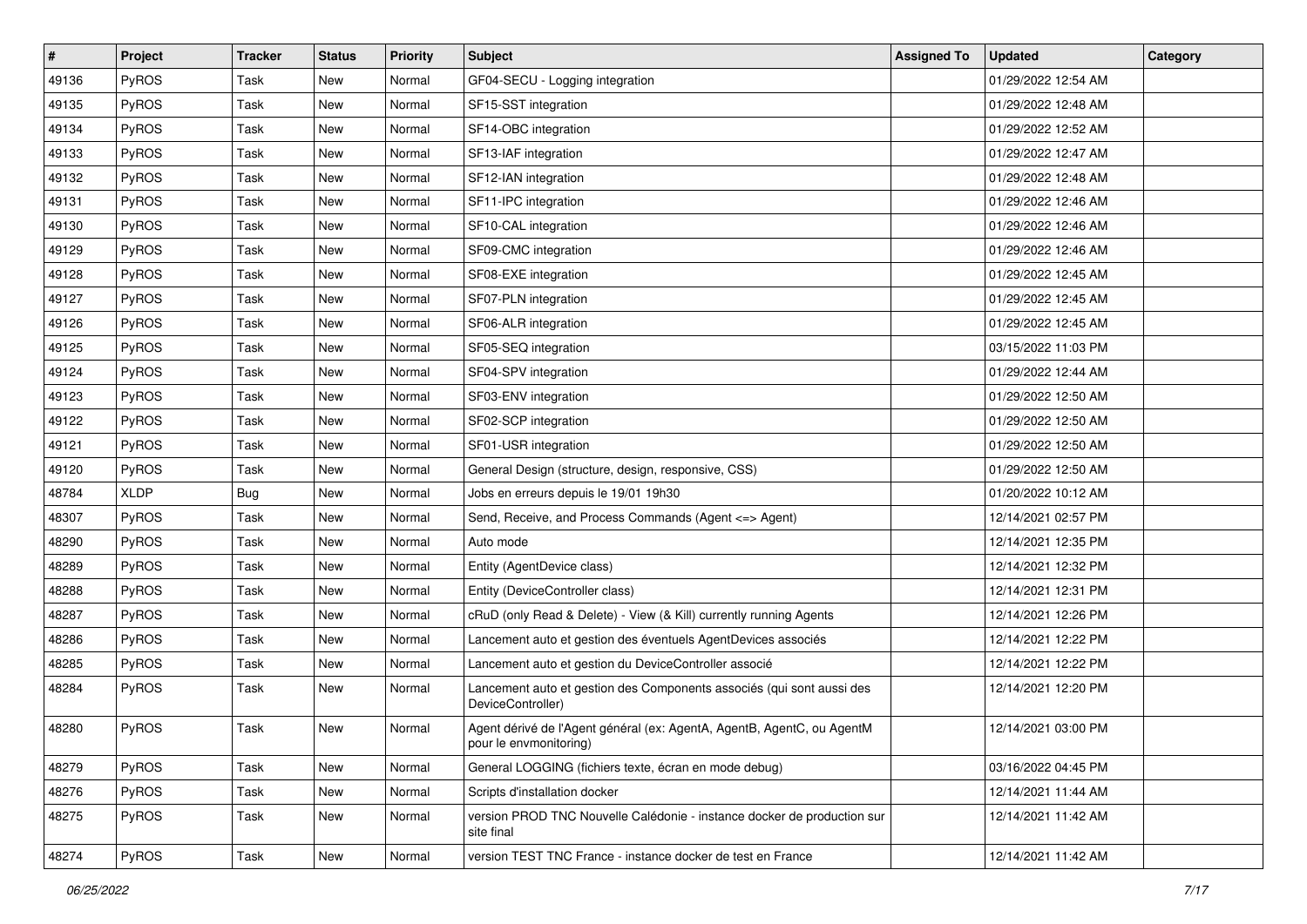| # | Project | Tracker | Status | Priority | Subject | Assigned To | Updated | Category |
|---|---|---|---|---|---|---|---|---|
| 49136 | PyROS | Task | New | Normal | GF04-SECU - Logging integration | | 01/29/2022 12:54 AM | |
| 49135 | PyROS | Task | New | Normal | SF15-SST integration | | 01/29/2022 12:48 AM | |
| 49134 | PyROS | Task | New | Normal | SF14-OBC integration | | 01/29/2022 12:52 AM | |
| 49133 | PyROS | Task | New | Normal | SF13-IAF integration | | 01/29/2022 12:47 AM | |
| 49132 | PyROS | Task | New | Normal | SF12-IAN integration | | 01/29/2022 12:48 AM | |
| 49131 | PyROS | Task | New | Normal | SF11-IPC integration | | 01/29/2022 12:46 AM | |
| 49130 | PyROS | Task | New | Normal | SF10-CAL integration | | 01/29/2022 12:46 AM | |
| 49129 | PyROS | Task | New | Normal | SF09-CMC integration | | 01/29/2022 12:46 AM | |
| 49128 | PyROS | Task | New | Normal | SF08-EXE integration | | 01/29/2022 12:45 AM | |
| 49127 | PyROS | Task | New | Normal | SF07-PLN integration | | 01/29/2022 12:45 AM | |
| 49126 | PyROS | Task | New | Normal | SF06-ALR integration | | 01/29/2022 12:45 AM | |
| 49125 | PyROS | Task | New | Normal | SF05-SEQ integration | | 03/15/2022 11:03 PM | |
| 49124 | PyROS | Task | New | Normal | SF04-SPV integration | | 01/29/2022 12:44 AM | |
| 49123 | PyROS | Task | New | Normal | SF03-ENV integration | | 01/29/2022 12:50 AM | |
| 49122 | PyROS | Task | New | Normal | SF02-SCP integration | | 01/29/2022 12:50 AM | |
| 49121 | PyROS | Task | New | Normal | SF01-USR integration | | 01/29/2022 12:50 AM | |
| 49120 | PyROS | Task | New | Normal | General Design (structure, design, responsive, CSS) | | 01/29/2022 12:50 AM | |
| 48784 | XLDP | Bug | New | Normal | Jobs en erreurs depuis le 19/01 19h30 | | 01/20/2022 10:12 AM | |
| 48307 | PyROS | Task | New | Normal | Send, Receive, and Process Commands (Agent <=> Agent) | | 12/14/2021 02:57 PM | |
| 48290 | PyROS | Task | New | Normal | Auto mode | | 12/14/2021 12:35 PM | |
| 48289 | PyROS | Task | New | Normal | Entity (AgentDevice class) | | 12/14/2021 12:32 PM | |
| 48288 | PyROS | Task | New | Normal | Entity (DeviceController class) | | 12/14/2021 12:31 PM | |
| 48287 | PyROS | Task | New | Normal | cRuD (only Read & Delete) - View (& Kill) currently running Agents | | 12/14/2021 12:26 PM | |
| 48286 | PyROS | Task | New | Normal | Lancement auto et gestion des éventuels AgentDevices associés | | 12/14/2021 12:22 PM | |
| 48285 | PyROS | Task | New | Normal | Lancement auto et gestion du DeviceController associé | | 12/14/2021 12:22 PM | |
| 48284 | PyROS | Task | New | Normal | Lancement auto et gestion des Components associés (qui sont aussi des DeviceController) | | 12/14/2021 12:20 PM | |
| 48280 | PyROS | Task | New | Normal | Agent dérivé de l'Agent général (ex: AgentA, AgentB, AgentC, ou AgentM pour le envmonitoring) | | 12/14/2021 03:00 PM | |
| 48279 | PyROS | Task | New | Normal | General LOGGING (fichiers texte, écran en mode debug) | | 03/16/2022 04:45 PM | |
| 48276 | PyROS | Task | New | Normal | Scripts d'installation docker | | 12/14/2021 11:44 AM | |
| 48275 | PyROS | Task | New | Normal | version PROD TNC Nouvelle Calédonie - instance docker de production sur site final | | 12/14/2021 11:42 AM | |
| 48274 | PyROS | Task | New | Normal | version TEST TNC France - instance docker de test en France | | 12/14/2021 11:42 AM | |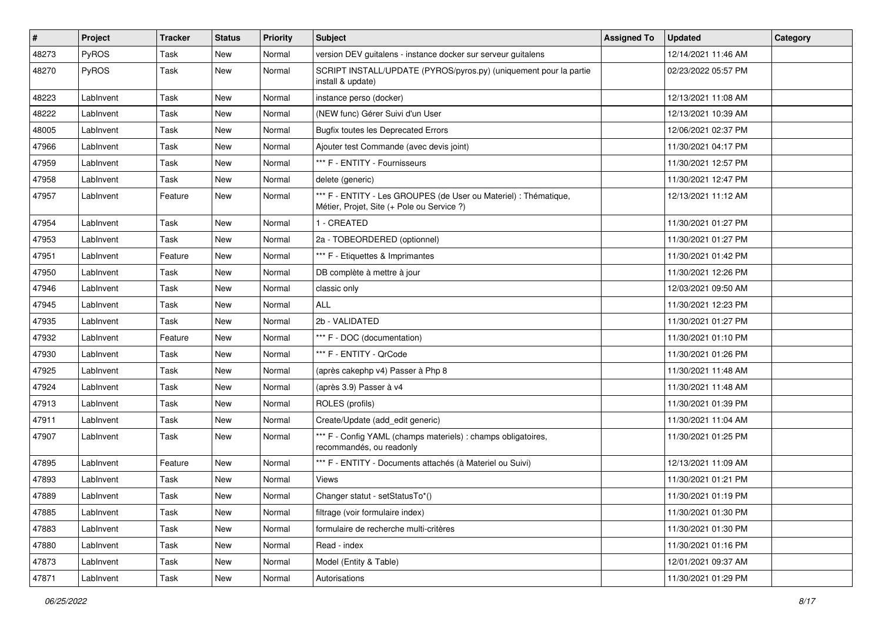| # | Project | Tracker | Status | Priority | Subject | Assigned To | Updated | Category |
|---|---|---|---|---|---|---|---|---|
| 48273 | PyROS | Task | New | Normal | version DEV guitalens - instance docker sur serveur guitalens | | 12/14/2021 11:46 AM | |
| 48270 | PyROS | Task | New | Normal | SCRIPT INSTALL/UPDATE (PYROS/pyros.py) (uniquement pour la partie install & update) | | 02/23/2022 05:57 PM | |
| 48223 | LabInvent | Task | New | Normal | instance perso (docker) | | 12/13/2021 11:08 AM | |
| 48222 | LabInvent | Task | New | Normal | (NEW func) Gérer Suivi d'un User | | 12/13/2021 10:39 AM | |
| 48005 | LabInvent | Task | New | Normal | Bugfix toutes les Deprecated Errors | | 12/06/2021 02:37 PM | |
| 47966 | LabInvent | Task | New | Normal | Ajouter test Commande (avec devis joint) | | 11/30/2021 04:17 PM | |
| 47959 | LabInvent | Task | New | Normal | *** F - ENTITY - Fournisseurs | | 11/30/2021 12:57 PM | |
| 47958 | LabInvent | Task | New | Normal | delete (generic) | | 11/30/2021 12:47 PM | |
| 47957 | LabInvent | Feature | New | Normal | *** F - ENTITY - Les GROUPES (de User ou Materiel) : Thématique, Métier, Projet, Site (+ Pole ou Service ?) | | 12/13/2021 11:12 AM | |
| 47954 | LabInvent | Task | New | Normal | 1 - CREATED | | 11/30/2021 01:27 PM | |
| 47953 | LabInvent | Task | New | Normal | 2a - TOBEORDERED (optionnel) | | 11/30/2021 01:27 PM | |
| 47951 | LabInvent | Feature | New | Normal | *** F - Etiquettes & Imprimantes | | 11/30/2021 01:42 PM | |
| 47950 | LabInvent | Task | New | Normal | DB complète à mettre à jour | | 11/30/2021 12:26 PM | |
| 47946 | LabInvent | Task | New | Normal | classic only | | 12/03/2021 09:50 AM | |
| 47945 | LabInvent | Task | New | Normal | ALL | | 11/30/2021 12:23 PM | |
| 47935 | LabInvent | Task | New | Normal | 2b - VALIDATED | | 11/30/2021 01:27 PM | |
| 47932 | LabInvent | Feature | New | Normal | *** F - DOC (documentation) | | 11/30/2021 01:10 PM | |
| 47930 | LabInvent | Task | New | Normal | *** F - ENTITY - QrCode | | 11/30/2021 01:26 PM | |
| 47925 | LabInvent | Task | New | Normal | (après cakephp v4) Passer à Php 8 | | 11/30/2021 11:48 AM | |
| 47924 | LabInvent | Task | New | Normal | (après 3.9) Passer à v4 | | 11/30/2021 11:48 AM | |
| 47913 | LabInvent | Task | New | Normal | ROLES (profils) | | 11/30/2021 01:39 PM | |
| 47911 | LabInvent | Task | New | Normal | Create/Update (add_edit generic) | | 11/30/2021 11:04 AM | |
| 47907 | LabInvent | Task | New | Normal | *** F - Config YAML (champs materiels) : champs obligatoires, recommandés, ou readonly | | 11/30/2021 01:25 PM | |
| 47895 | LabInvent | Feature | New | Normal | *** F - ENTITY - Documents attachés (à Materiel ou Suivi) | | 12/13/2021 11:09 AM | |
| 47893 | LabInvent | Task | New | Normal | Views | | 11/30/2021 01:21 PM | |
| 47889 | LabInvent | Task | New | Normal | Changer statut - setStatusTo*() | | 11/30/2021 01:19 PM | |
| 47885 | LabInvent | Task | New | Normal | filtrage (voir formulaire index) | | 11/30/2021 01:30 PM | |
| 47883 | LabInvent | Task | New | Normal | formulaire de recherche multi-critères | | 11/30/2021 01:30 PM | |
| 47880 | LabInvent | Task | New | Normal | Read - index | | 11/30/2021 01:16 PM | |
| 47873 | LabInvent | Task | New | Normal | Model (Entity & Table) | | 12/01/2021 09:37 AM | |
| 47871 | LabInvent | Task | New | Normal | Autorisations | | 11/30/2021 01:29 PM | |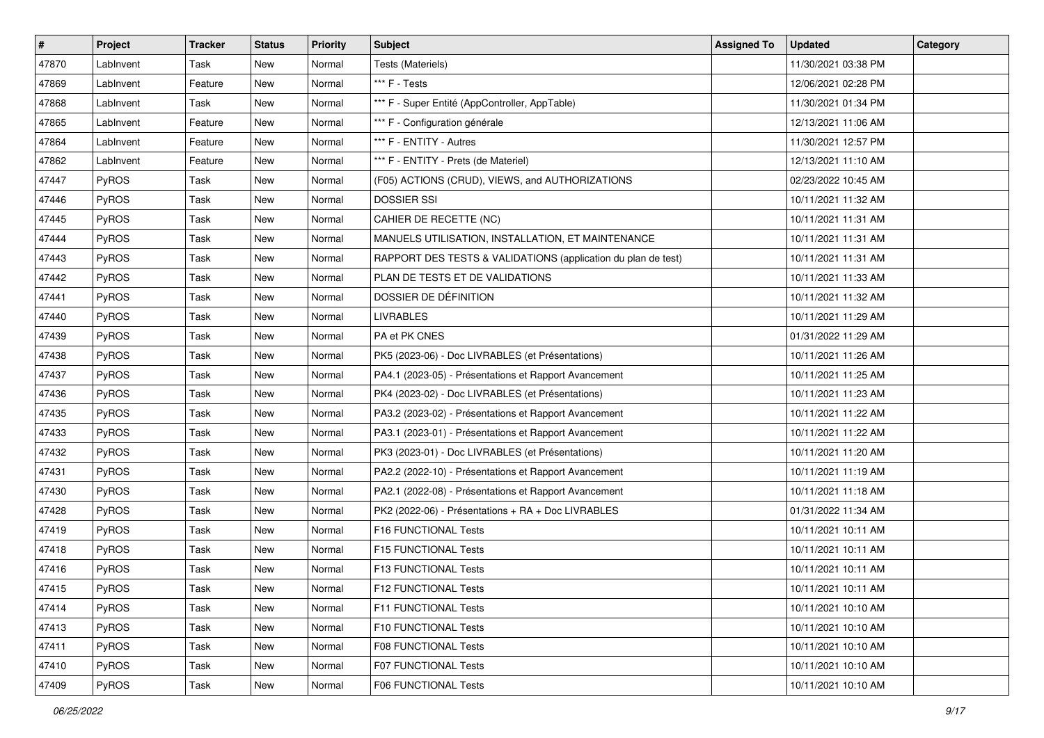| # | Project | Tracker | Status | Priority | Subject | Assigned To | Updated | Category |
|---|---|---|---|---|---|---|---|---|
| 47870 | LabInvent | Task | New | Normal | Tests (Materiels) | | 11/30/2021 03:38 PM | |
| 47869 | LabInvent | Feature | New | Normal | *** F - Tests | | 12/06/2021 02:28 PM | |
| 47868 | LabInvent | Task | New | Normal | *** F - Super Entité (AppController, AppTable) | | 11/30/2021 01:34 PM | |
| 47865 | LabInvent | Feature | New | Normal | *** F - Configuration générale | | 12/13/2021 11:06 AM | |
| 47864 | LabInvent | Feature | New | Normal | *** F - ENTITY - Autres | | 11/30/2021 12:57 PM | |
| 47862 | LabInvent | Feature | New | Normal | *** F - ENTITY - Prets (de Materiel) | | 12/13/2021 11:10 AM | |
| 47447 | PyROS | Task | New | Normal | (F05) ACTIONS (CRUD), VIEWS, and AUTHORIZATIONS | | 02/23/2022 10:45 AM | |
| 47446 | PyROS | Task | New | Normal | DOSSIER SSI | | 10/11/2021 11:32 AM | |
| 47445 | PyROS | Task | New | Normal | CAHIER DE RECETTE (NC) | | 10/11/2021 11:31 AM | |
| 47444 | PyROS | Task | New | Normal | MANUELS UTILISATION, INSTALLATION, ET MAINTENANCE | | 10/11/2021 11:31 AM | |
| 47443 | PyROS | Task | New | Normal | RAPPORT DES TESTS & VALIDATIONS (application du plan de test) | | 10/11/2021 11:31 AM | |
| 47442 | PyROS | Task | New | Normal | PLAN DE TESTS ET DE VALIDATIONS | | 10/11/2021 11:33 AM | |
| 47441 | PyROS | Task | New | Normal | DOSSIER DE DÉFINITION | | 10/11/2021 11:32 AM | |
| 47440 | PyROS | Task | New | Normal | LIVRABLES | | 10/11/2021 11:29 AM | |
| 47439 | PyROS | Task | New | Normal | PA et PK CNES | | 01/31/2022 11:29 AM | |
| 47438 | PyROS | Task | New | Normal | PK5 (2023-06) - Doc LIVRABLES (et Présentations) | | 10/11/2021 11:26 AM | |
| 47437 | PyROS | Task | New | Normal | PA4.1 (2023-05) - Présentations et Rapport Avancement | | 10/11/2021 11:25 AM | |
| 47436 | PyROS | Task | New | Normal | PK4 (2023-02) - Doc LIVRABLES (et Présentations) | | 10/11/2021 11:23 AM | |
| 47435 | PyROS | Task | New | Normal | PA3.2 (2023-02) - Présentations et Rapport Avancement | | 10/11/2021 11:22 AM | |
| 47433 | PyROS | Task | New | Normal | PA3.1 (2023-01) - Présentations et Rapport Avancement | | 10/11/2021 11:22 AM | |
| 47432 | PyROS | Task | New | Normal | PK3 (2023-01) - Doc LIVRABLES (et Présentations) | | 10/11/2021 11:20 AM | |
| 47431 | PyROS | Task | New | Normal | PA2.2 (2022-10) - Présentations et Rapport Avancement | | 10/11/2021 11:19 AM | |
| 47430 | PyROS | Task | New | Normal | PA2.1 (2022-08) - Présentations et Rapport Avancement | | 10/11/2021 11:18 AM | |
| 47428 | PyROS | Task | New | Normal | PK2 (2022-06) - Présentations + RA + Doc LIVRABLES | | 01/31/2022 11:34 AM | |
| 47419 | PyROS | Task | New | Normal | F16 FUNCTIONAL Tests | | 10/11/2021 10:11 AM | |
| 47418 | PyROS | Task | New | Normal | F15 FUNCTIONAL Tests | | 10/11/2021 10:11 AM | |
| 47416 | PyROS | Task | New | Normal | F13 FUNCTIONAL Tests | | 10/11/2021 10:11 AM | |
| 47415 | PyROS | Task | New | Normal | F12 FUNCTIONAL Tests | | 10/11/2021 10:11 AM | |
| 47414 | PyROS | Task | New | Normal | F11 FUNCTIONAL Tests | | 10/11/2021 10:10 AM | |
| 47413 | PyROS | Task | New | Normal | F10 FUNCTIONAL Tests | | 10/11/2021 10:10 AM | |
| 47411 | PyROS | Task | New | Normal | F08 FUNCTIONAL Tests | | 10/11/2021 10:10 AM | |
| 47410 | PyROS | Task | New | Normal | F07 FUNCTIONAL Tests | | 10/11/2021 10:10 AM | |
| 47409 | PyROS | Task | New | Normal | F06 FUNCTIONAL Tests | | 10/11/2021 10:10 AM | |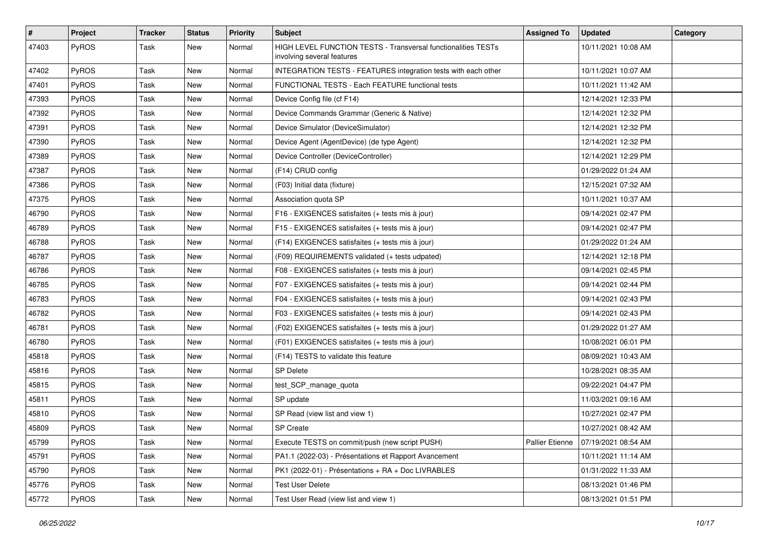| # | Project | Tracker | Status | Priority | Subject | Assigned To | Updated | Category |
|---|---|---|---|---|---|---|---|---|
| 47403 | PyROS | Task | New | Normal | HIGH LEVEL FUNCTION TESTS - Transversal functionalities TESTs involving several features | | 10/11/2021 10:08 AM | |
| 47402 | PyROS | Task | New | Normal | INTEGRATION TESTS - FEATURES integration tests with each other | | 10/11/2021 10:07 AM | |
| 47401 | PyROS | Task | New | Normal | FUNCTIONAL TESTS - Each FEATURE functional tests | | 10/11/2021 11:42 AM | |
| 47393 | PyROS | Task | New | Normal | Device Config file (cf F14) | | 12/14/2021 12:33 PM | |
| 47392 | PyROS | Task | New | Normal | Device Commands Grammar (Generic & Native) | | 12/14/2021 12:32 PM | |
| 47391 | PyROS | Task | New | Normal | Device Simulator (DeviceSimulator) | | 12/14/2021 12:32 PM | |
| 47390 | PyROS | Task | New | Normal | Device Agent (AgentDevice) (de type Agent) | | 12/14/2021 12:32 PM | |
| 47389 | PyROS | Task | New | Normal | Device Controller (DeviceController) | | 12/14/2021 12:29 PM | |
| 47387 | PyROS | Task | New | Normal | (F14) CRUD config | | 01/29/2022 01:24 AM | |
| 47386 | PyROS | Task | New | Normal | (F03) Initial data (fixture) | | 12/15/2021 07:32 AM | |
| 47375 | PyROS | Task | New | Normal | Association quota SP | | 10/11/2021 10:37 AM | |
| 46790 | PyROS | Task | New | Normal | F16 - EXIGENCES satisfaites (+ tests mis à jour) | | 09/14/2021 02:47 PM | |
| 46789 | PyROS | Task | New | Normal | F15 - EXIGENCES satisfaites (+ tests mis à jour) | | 09/14/2021 02:47 PM | |
| 46788 | PyROS | Task | New | Normal | (F14) EXIGENCES satisfaites (+ tests mis à jour) | | 01/29/2022 01:24 AM | |
| 46787 | PyROS | Task | New | Normal | (F09) REQUIREMENTS validated (+ tests udpated) | | 12/14/2021 12:18 PM | |
| 46786 | PyROS | Task | New | Normal | F08 - EXIGENCES satisfaites (+ tests mis à jour) | | 09/14/2021 02:45 PM | |
| 46785 | PyROS | Task | New | Normal | F07 - EXIGENCES satisfaites (+ tests mis à jour) | | 09/14/2021 02:44 PM | |
| 46783 | PyROS | Task | New | Normal | F04 - EXIGENCES satisfaites (+ tests mis à jour) | | 09/14/2021 02:43 PM | |
| 46782 | PyROS | Task | New | Normal | F03 - EXIGENCES satisfaites (+ tests mis à jour) | | 09/14/2021 02:43 PM | |
| 46781 | PyROS | Task | New | Normal | (F02) EXIGENCES satisfaites (+ tests mis à jour) | | 01/29/2022 01:27 AM | |
| 46780 | PyROS | Task | New | Normal | (F01) EXIGENCES satisfaites (+ tests mis à jour) | | 10/08/2021 06:01 PM | |
| 45818 | PyROS | Task | New | Normal | (F14) TESTS to validate this feature | | 08/09/2021 10:43 AM | |
| 45816 | PyROS | Task | New | Normal | SP Delete | | 10/28/2021 08:35 AM | |
| 45815 | PyROS | Task | New | Normal | test_SCP_manage_quota | | 09/22/2021 04:47 PM | |
| 45811 | PyROS | Task | New | Normal | SP update | | 11/03/2021 09:16 AM | |
| 45810 | PyROS | Task | New | Normal | SP Read (view list and view 1) | | 10/27/2021 02:47 PM | |
| 45809 | PyROS | Task | New | Normal | SP Create | | 10/27/2021 08:42 AM | |
| 45799 | PyROS | Task | New | Normal | Execute TESTS on commit/push (new script PUSH) | Pallier Etienne | 07/19/2021 08:54 AM | |
| 45791 | PyROS | Task | New | Normal | PA1.1 (2022-03) - Présentations et Rapport Avancement | | 10/11/2021 11:14 AM | |
| 45790 | PyROS | Task | New | Normal | PK1 (2022-01) - Présentations + RA + Doc LIVRABLES | | 01/31/2022 11:33 AM | |
| 45776 | PyROS | Task | New | Normal | Test User Delete | | 08/13/2021 01:46 PM | |
| 45772 | PyROS | Task | New | Normal | Test User Read (view list and view 1) | | 08/13/2021 01:51 PM | |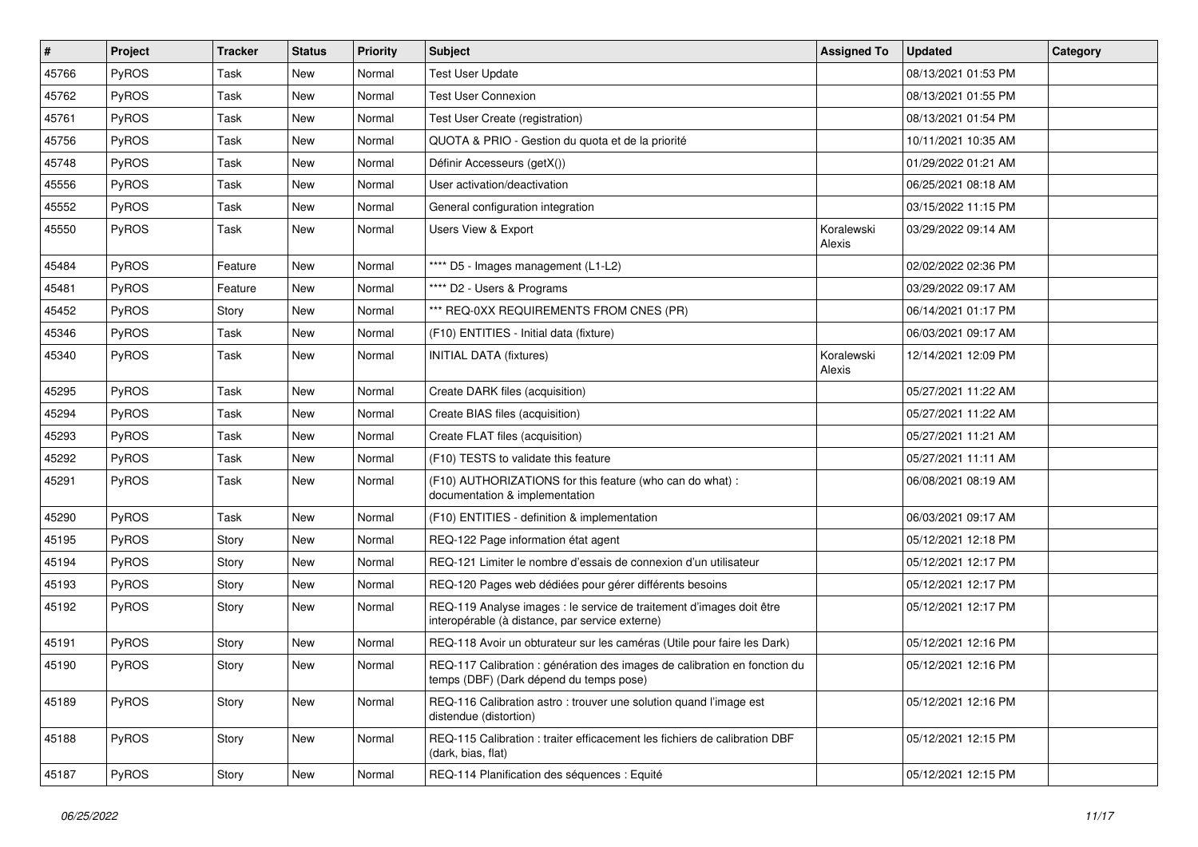| # | Project | Tracker | Status | Priority | Subject | Assigned To | Updated | Category |
|---|---|---|---|---|---|---|---|---|
| 45766 | PyROS | Task | New | Normal | Test User Update | | 08/13/2021 01:53 PM | |
| 45762 | PyROS | Task | New | Normal | Test User Connexion | | 08/13/2021 01:55 PM | |
| 45761 | PyROS | Task | New | Normal | Test User Create (registration) | | 08/13/2021 01:54 PM | |
| 45756 | PyROS | Task | New | Normal | QUOTA & PRIO - Gestion du quota et de la priorité | | 10/11/2021 10:35 AM | |
| 45748 | PyROS | Task | New | Normal | Définir Accesseurs (getX()) | | 01/29/2022 01:21 AM | |
| 45556 | PyROS | Task | New | Normal | User activation/deactivation | | 06/25/2021 08:18 AM | |
| 45552 | PyROS | Task | New | Normal | General configuration integration | | 03/15/2022 11:15 PM | |
| 45550 | PyROS | Task | New | Normal | Users View & Export | Koralewski Alexis | 03/29/2022 09:14 AM | |
| 45484 | PyROS | Feature | New | Normal | **** D5 - Images management (L1-L2) | | 02/02/2022 02:36 PM | |
| 45481 | PyROS | Feature | New | Normal | **** D2 - Users & Programs | | 03/29/2022 09:17 AM | |
| 45452 | PyROS | Story | New | Normal | *** REQ-0XX REQUIREMENTS FROM CNES (PR) | | 06/14/2021 01:17 PM | |
| 45346 | PyROS | Task | New | Normal | (F10) ENTITIES - Initial data (fixture) | | 06/03/2021 09:17 AM | |
| 45340 | PyROS | Task | New | Normal | INITIAL DATA (fixtures) | Koralewski Alexis | 12/14/2021 12:09 PM | |
| 45295 | PyROS | Task | New | Normal | Create DARK files (acquisition) | | 05/27/2021 11:22 AM | |
| 45294 | PyROS | Task | New | Normal | Create BIAS files (acquisition) | | 05/27/2021 11:22 AM | |
| 45293 | PyROS | Task | New | Normal | Create FLAT files (acquisition) | | 05/27/2021 11:21 AM | |
| 45292 | PyROS | Task | New | Normal | (F10) TESTS to validate this feature | | 05/27/2021 11:11 AM | |
| 45291 | PyROS | Task | New | Normal | (F10) AUTHORIZATIONS for this feature (who can do what) : documentation & implementation | | 06/08/2021 08:19 AM | |
| 45290 | PyROS | Task | New | Normal | (F10) ENTITIES - definition & implementation | | 06/03/2021 09:17 AM | |
| 45195 | PyROS | Story | New | Normal | REQ-122 Page information état agent | | 05/12/2021 12:18 PM | |
| 45194 | PyROS | Story | New | Normal | REQ-121 Limiter le nombre d'essais de connexion d'un utilisateur | | 05/12/2021 12:17 PM | |
| 45193 | PyROS | Story | New | Normal | REQ-120 Pages web dédiées pour gérer différents besoins | | 05/12/2021 12:17 PM | |
| 45192 | PyROS | Story | New | Normal | REQ-119 Analyse images : le service de traitement d'images doit être interopérable (à distance, par service externe) | | 05/12/2021 12:17 PM | |
| 45191 | PyROS | Story | New | Normal | REQ-118 Avoir un obturateur sur les caméras (Utile pour faire les Dark) | | 05/12/2021 12:16 PM | |
| 45190 | PyROS | Story | New | Normal | REQ-117 Calibration : génération des images de calibration en fonction du temps (DBF) (Dark dépend du temps pose) | | 05/12/2021 12:16 PM | |
| 45189 | PyROS | Story | New | Normal | REQ-116 Calibration astro : trouver une solution quand l'image est distendue (distortion) | | 05/12/2021 12:16 PM | |
| 45188 | PyROS | Story | New | Normal | REQ-115 Calibration : traiter efficacement les fichiers de calibration DBF (dark, bias, flat) | | 05/12/2021 12:15 PM | |
| 45187 | PyROS | Story | New | Normal | REQ-114 Planification des séquences : Equité | | 05/12/2021 12:15 PM | |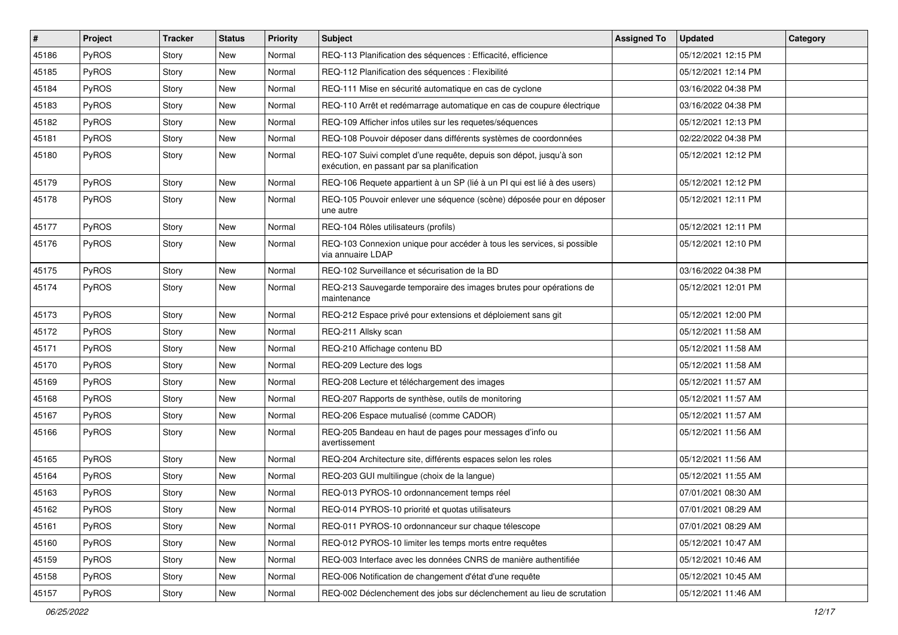| # | Project | Tracker | Status | Priority | Subject | Assigned To | Updated | Category |
|---|---|---|---|---|---|---|---|---|
| 45186 | PyROS | Story | New | Normal | REQ-113 Planification des séquences : Efficacité, efficience | | 05/12/2021 12:15 PM | |
| 45185 | PyROS | Story | New | Normal | REQ-112 Planification des séquences : Flexibilité | | 05/12/2021 12:14 PM | |
| 45184 | PyROS | Story | New | Normal | REQ-111 Mise en sécurité automatique en cas de cyclone | | 03/16/2022 04:38 PM | |
| 45183 | PyROS | Story | New | Normal | REQ-110 Arrêt et redémarrage automatique en cas de coupure électrique | | 03/16/2022 04:38 PM | |
| 45182 | PyROS | Story | New | Normal | REQ-109 Afficher infos utiles sur les requetes/séquences | | 05/12/2021 12:13 PM | |
| 45181 | PyROS | Story | New | Normal | REQ-108 Pouvoir déposer dans différents systèmes de coordonnées | | 02/22/2022 04:38 PM | |
| 45180 | PyROS | Story | New | Normal | REQ-107 Suivi complet d'une requête, depuis son dépot, jusqu'à son exécution, en passant par sa planification | | 05/12/2021 12:12 PM | |
| 45179 | PyROS | Story | New | Normal | REQ-106 Requete appartient à un SP (lié à un PI qui est lié à des users) | | 05/12/2021 12:12 PM | |
| 45178 | PyROS | Story | New | Normal | REQ-105 Pouvoir enlever une séquence (scène) déposée pour en déposer une autre | | 05/12/2021 12:11 PM | |
| 45177 | PyROS | Story | New | Normal | REQ-104 Rôles utilisateurs (profils) | | 05/12/2021 12:11 PM | |
| 45176 | PyROS | Story | New | Normal | REQ-103 Connexion unique pour accéder à tous les services, si possible via annuaire LDAP | | 05/12/2021 12:10 PM | |
| 45175 | PyROS | Story | New | Normal | REQ-102 Surveillance et sécurisation de la BD | | 03/16/2022 04:38 PM | |
| 45174 | PyROS | Story | New | Normal | REQ-213 Sauvegarde temporaire des images brutes pour opérations de maintenance | | 05/12/2021 12:01 PM | |
| 45173 | PyROS | Story | New | Normal | REQ-212 Espace privé pour extensions et déploiement sans git | | 05/12/2021 12:00 PM | |
| 45172 | PyROS | Story | New | Normal | REQ-211 Allsky scan | | 05/12/2021 11:58 AM | |
| 45171 | PyROS | Story | New | Normal | REQ-210 Affichage contenu BD | | 05/12/2021 11:58 AM | |
| 45170 | PyROS | Story | New | Normal | REQ-209 Lecture des logs | | 05/12/2021 11:58 AM | |
| 45169 | PyROS | Story | New | Normal | REQ-208 Lecture et téléchargement des images | | 05/12/2021 11:57 AM | |
| 45168 | PyROS | Story | New | Normal | REQ-207 Rapports de synthèse, outils de monitoring | | 05/12/2021 11:57 AM | |
| 45167 | PyROS | Story | New | Normal | REQ-206 Espace mutualisé (comme CADOR) | | 05/12/2021 11:57 AM | |
| 45166 | PyROS | Story | New | Normal | REQ-205 Bandeau en haut de pages pour messages d'info ou avertissement | | 05/12/2021 11:56 AM | |
| 45165 | PyROS | Story | New | Normal | REQ-204 Architecture site, différents espaces selon les roles | | 05/12/2021 11:56 AM | |
| 45164 | PyROS | Story | New | Normal | REQ-203 GUI multilingue (choix de la langue) | | 05/12/2021 11:55 AM | |
| 45163 | PyROS | Story | New | Normal | REQ-013 PYROS-10 ordonnancement temps réel | | 07/01/2021 08:30 AM | |
| 45162 | PyROS | Story | New | Normal | REQ-014 PYROS-10 priorité et quotas utilisateurs | | 07/01/2021 08:29 AM | |
| 45161 | PyROS | Story | New | Normal | REQ-011 PYROS-10 ordonnanceur sur chaque télescope | | 07/01/2021 08:29 AM | |
| 45160 | PyROS | Story | New | Normal | REQ-012 PYROS-10 limiter les temps morts entre requêtes | | 05/12/2021 10:47 AM | |
| 45159 | PyROS | Story | New | Normal | REQ-003 Interface avec les données CNRS de manière authentifiée | | 05/12/2021 10:46 AM | |
| 45158 | PyROS | Story | New | Normal | REQ-006 Notification de changement d'état d'une requête | | 05/12/2021 10:45 AM | |
| 45157 | PyROS | Story | New | Normal | REQ-002 Déclenchement des jobs sur déclenchement au lieu de scrutation | | 05/12/2021 11:46 AM | |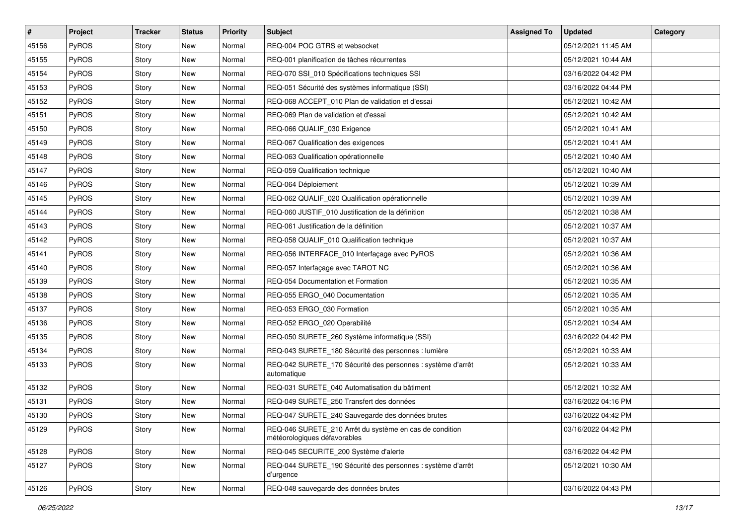| # | Project | Tracker | Status | Priority | Subject | Assigned To | Updated | Category |
|---|---|---|---|---|---|---|---|---|
| 45156 | PyROS | Story | New | Normal | REQ-004 POC GTRS et websocket | | 05/12/2021 11:45 AM | |
| 45155 | PyROS | Story | New | Normal | REQ-001 planification de tâches récurrentes | | 05/12/2021 10:44 AM | |
| 45154 | PyROS | Story | New | Normal | REQ-070 SSI_010 Spécifications techniques SSI | | 03/16/2022 04:42 PM | |
| 45153 | PyROS | Story | New | Normal | REQ-051 Sécurité des systèmes informatique (SSI) | | 03/16/2022 04:44 PM | |
| 45152 | PyROS | Story | New | Normal | REQ-068 ACCEPT_010 Plan de validation et d'essai | | 05/12/2021 10:42 AM | |
| 45151 | PyROS | Story | New | Normal | REQ-069 Plan de validation et d'essai | | 05/12/2021 10:42 AM | |
| 45150 | PyROS | Story | New | Normal | REQ-066 QUALIF_030 Exigence | | 05/12/2021 10:41 AM | |
| 45149 | PyROS | Story | New | Normal | REQ-067 Qualification des exigences | | 05/12/2021 10:41 AM | |
| 45148 | PyROS | Story | New | Normal | REQ-063 Qualification opérationnelle | | 05/12/2021 10:40 AM | |
| 45147 | PyROS | Story | New | Normal | REQ-059 Qualification technique | | 05/12/2021 10:40 AM | |
| 45146 | PyROS | Story | New | Normal | REQ-064 Déploiement | | 05/12/2021 10:39 AM | |
| 45145 | PyROS | Story | New | Normal | REQ-062 QUALIF_020 Qualification opérationnelle | | 05/12/2021 10:39 AM | |
| 45144 | PyROS | Story | New | Normal | REQ-060 JUSTIF_010 Justification de la définition | | 05/12/2021 10:38 AM | |
| 45143 | PyROS | Story | New | Normal | REQ-061 Justification de la définition | | 05/12/2021 10:37 AM | |
| 45142 | PyROS | Story | New | Normal | REQ-058 QUALIF_010 Qualification technique | | 05/12/2021 10:37 AM | |
| 45141 | PyROS | Story | New | Normal | REQ-056 INTERFACE_010 Interfaçage avec PyROS | | 05/12/2021 10:36 AM | |
| 45140 | PyROS | Story | New | Normal | REQ-057 Interfaçage avec TAROT NC | | 05/12/2021 10:36 AM | |
| 45139 | PyROS | Story | New | Normal | REQ-054 Documentation et Formation | | 05/12/2021 10:35 AM | |
| 45138 | PyROS | Story | New | Normal | REQ-055 ERGO_040 Documentation | | 05/12/2021 10:35 AM | |
| 45137 | PyROS | Story | New | Normal | REQ-053 ERGO_030 Formation | | 05/12/2021 10:35 AM | |
| 45136 | PyROS | Story | New | Normal | REQ-052 ERGO_020 Operabilité | | 05/12/2021 10:34 AM | |
| 45135 | PyROS | Story | New | Normal | REQ-050 SURETE_260 Système informatique (SSI) | | 03/16/2022 04:42 PM | |
| 45134 | PyROS | Story | New | Normal | REQ-043 SURETE_180 Sécurité des personnes : lumière | | 05/12/2021 10:33 AM | |
| 45133 | PyROS | Story | New | Normal | REQ-042 SURETE_170 Sécurité des personnes : système d'arrêt automatique | | 05/12/2021 10:33 AM | |
| 45132 | PyROS | Story | New | Normal | REQ-031 SURETE_040 Automatisation du bâtiment | | 05/12/2021 10:32 AM | |
| 45131 | PyROS | Story | New | Normal | REQ-049 SURETE_250 Transfert des données | | 03/16/2022 04:16 PM | |
| 45130 | PyROS | Story | New | Normal | REQ-047 SURETE_240 Sauvegarde des données brutes | | 03/16/2022 04:42 PM | |
| 45129 | PyROS | Story | New | Normal | REQ-046 SURETE_210 Arrêt du système en cas de condition météorologiques défavorables | | 03/16/2022 04:42 PM | |
| 45128 | PyROS | Story | New | Normal | REQ-045 SECURITE_200 Système d'alerte | | 03/16/2022 04:42 PM | |
| 45127 | PyROS | Story | New | Normal | REQ-044 SURETE_190 Sécurité des personnes : système d'arrêt d'urgence | | 05/12/2021 10:30 AM | |
| 45126 | PyROS | Story | New | Normal | REQ-048 sauvegarde des données brutes | | 03/16/2022 04:43 PM | |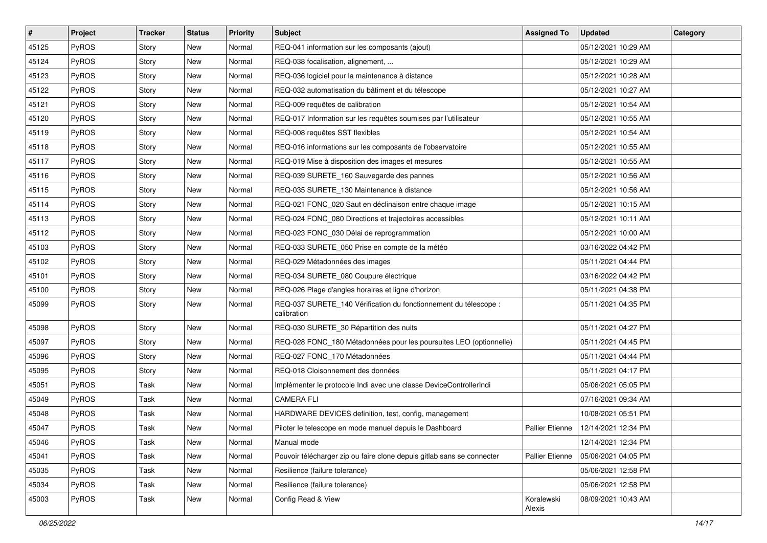| # | Project | Tracker | Status | Priority | Subject | Assigned To | Updated | Category |
|---|---|---|---|---|---|---|---|---|
| 45125 | PyROS | Story | New | Normal | REQ-041 information sur les composants (ajout) | | 05/12/2021 10:29 AM | |
| 45124 | PyROS | Story | New | Normal | REQ-038 focalisation, alignement, ... | | 05/12/2021 10:29 AM | |
| 45123 | PyROS | Story | New | Normal | REQ-036 logiciel pour la maintenance à distance | | 05/12/2021 10:28 AM | |
| 45122 | PyROS | Story | New | Normal | REQ-032 automatisation du bâtiment et du télescope | | 05/12/2021 10:27 AM | |
| 45121 | PyROS | Story | New | Normal | REQ-009 requêtes de calibration | | 05/12/2021 10:54 AM | |
| 45120 | PyROS | Story | New | Normal | REQ-017 Information sur les requêtes soumises par l'utilisateur | | 05/12/2021 10:55 AM | |
| 45119 | PyROS | Story | New | Normal | REQ-008 requêtes SST flexibles | | 05/12/2021 10:54 AM | |
| 45118 | PyROS | Story | New | Normal | REQ-016 informations sur les composants de l'observatoire | | 05/12/2021 10:55 AM | |
| 45117 | PyROS | Story | New | Normal | REQ-019 Mise à disposition des images et mesures | | 05/12/2021 10:55 AM | |
| 45116 | PyROS | Story | New | Normal | REQ-039 SURETE_160 Sauvegarde des pannes | | 05/12/2021 10:56 AM | |
| 45115 | PyROS | Story | New | Normal | REQ-035 SURETE_130 Maintenance à distance | | 05/12/2021 10:56 AM | |
| 45114 | PyROS | Story | New | Normal | REQ-021 FONC_020 Saut en déclinaison entre chaque image | | 05/12/2021 10:15 AM | |
| 45113 | PyROS | Story | New | Normal | REQ-024 FONC_080 Directions et trajectoires accessibles | | 05/12/2021 10:11 AM | |
| 45112 | PyROS | Story | New | Normal | REQ-023 FONC_030 Délai de reprogrammation | | 05/12/2021 10:00 AM | |
| 45103 | PyROS | Story | New | Normal | REQ-033 SURETE_050 Prise en compte de la météo | | 03/16/2022 04:42 PM | |
| 45102 | PyROS | Story | New | Normal | REQ-029 Métadonnées des images | | 05/11/2021 04:44 PM | |
| 45101 | PyROS | Story | New | Normal | REQ-034 SURETE_080 Coupure électrique | | 03/16/2022 04:42 PM | |
| 45100 | PyROS | Story | New | Normal | REQ-026 Plage d'angles horaires et ligne d'horizon | | 05/11/2021 04:38 PM | |
| 45099 | PyROS | Story | New | Normal | REQ-037 SURETE_140 Vérification du fonctionnement du télescope : calibration | | 05/11/2021 04:35 PM | |
| 45098 | PyROS | Story | New | Normal | REQ-030 SURETE_30 Répartition des nuits | | 05/11/2021 04:27 PM | |
| 45097 | PyROS | Story | New | Normal | REQ-028 FONC_180 Métadonnées pour les poursuites LEO (optionnelle) | | 05/11/2021 04:45 PM | |
| 45096 | PyROS | Story | New | Normal | REQ-027 FONC_170 Métadonnées | | 05/11/2021 04:44 PM | |
| 45095 | PyROS | Story | New | Normal | REQ-018 Cloisonnement des données | | 05/11/2021 04:17 PM | |
| 45051 | PyROS | Task | New | Normal | Implémenter le protocole Indi avec une classe DeviceControllerIndi | | 05/06/2021 05:05 PM | |
| 45049 | PyROS | Task | New | Normal | CAMERA FLI | | 07/16/2021 09:34 AM | |
| 45048 | PyROS | Task | New | Normal | HARDWARE DEVICES definition, test, config, management | | 10/08/2021 05:51 PM | |
| 45047 | PyROS | Task | New | Normal | Piloter le telescope en mode manuel depuis le Dashboard | Pallier Etienne | 12/14/2021 12:34 PM | |
| 45046 | PyROS | Task | New | Normal | Manual mode | | 12/14/2021 12:34 PM | |
| 45041 | PyROS | Task | New | Normal | Pouvoir télécharger zip ou faire clone depuis gitlab sans se connecter | Pallier Etienne | 05/06/2021 04:05 PM | |
| 45035 | PyROS | Task | New | Normal | Resilience (failure tolerance) | | 05/06/2021 12:58 PM | |
| 45034 | PyROS | Task | New | Normal | Resilience (failure tolerance) | | 05/06/2021 12:58 PM | |
| 45003 | PyROS | Task | New | Normal | Config Read & View | Koralewski Alexis | 08/09/2021 10:43 AM | |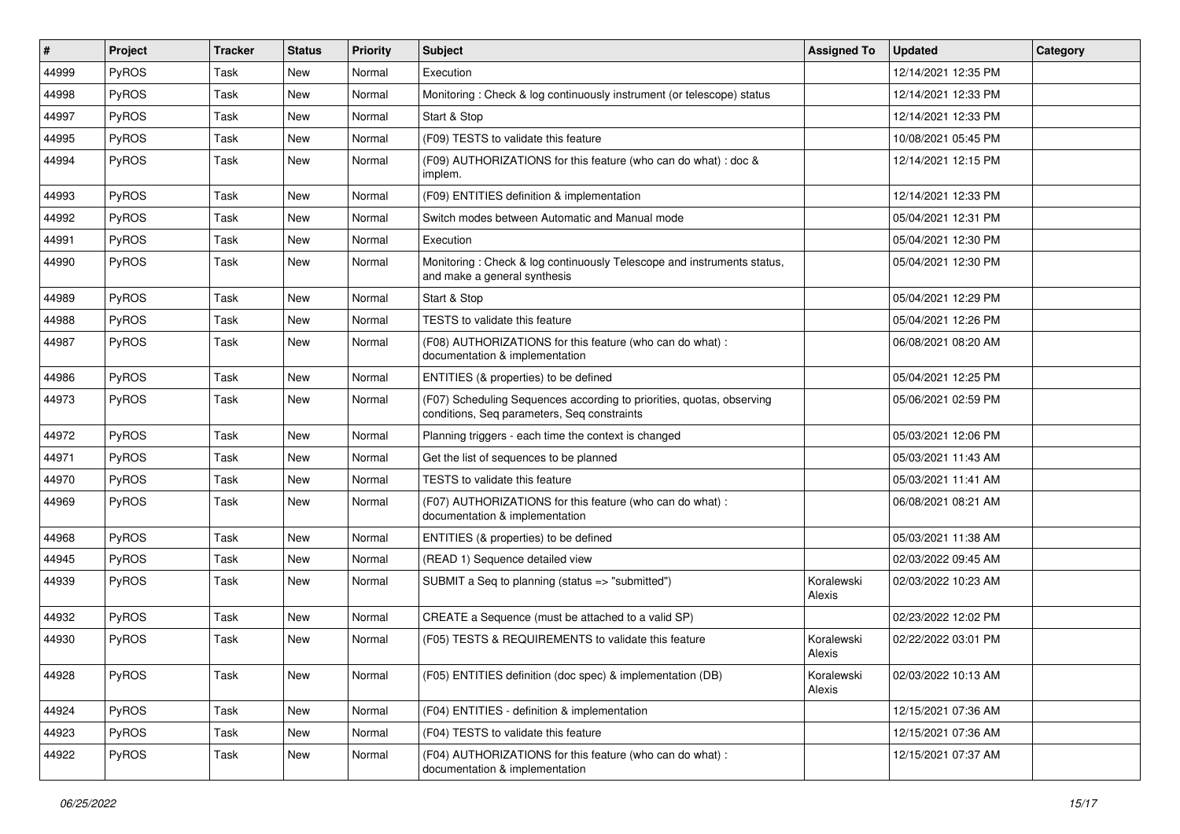| # | Project | Tracker | Status | Priority | Subject | Assigned To | Updated | Category |
|---|---|---|---|---|---|---|---|---|
| 44999 | PyROS | Task | New | Normal | Execution | | 12/14/2021 12:35 PM | |
| 44998 | PyROS | Task | New | Normal | Monitoring : Check & log continuously instrument (or telescope) status | | 12/14/2021 12:33 PM | |
| 44997 | PyROS | Task | New | Normal | Start & Stop | | 12/14/2021 12:33 PM | |
| 44995 | PyROS | Task | New | Normal | (F09) TESTS to validate this feature | | 10/08/2021 05:45 PM | |
| 44994 | PyROS | Task | New | Normal | (F09) AUTHORIZATIONS for this feature (who can do what) : doc & implem. | | 12/14/2021 12:15 PM | |
| 44993 | PyROS | Task | New | Normal | (F09) ENTITIES definition & implementation | | 12/14/2021 12:33 PM | |
| 44992 | PyROS | Task | New | Normal | Switch modes between Automatic and Manual mode | | 05/04/2021 12:31 PM | |
| 44991 | PyROS | Task | New | Normal | Execution | | 05/04/2021 12:30 PM | |
| 44990 | PyROS | Task | New | Normal | Monitoring : Check & log continuously Telescope and instruments status, and make a general synthesis | | 05/04/2021 12:30 PM | |
| 44989 | PyROS | Task | New | Normal | Start & Stop | | 05/04/2021 12:29 PM | |
| 44988 | PyROS | Task | New | Normal | TESTS to validate this feature | | 05/04/2021 12:26 PM | |
| 44987 | PyROS | Task | New | Normal | (F08) AUTHORIZATIONS for this feature (who can do what) : documentation & implementation | | 06/08/2021 08:20 AM | |
| 44986 | PyROS | Task | New | Normal | ENTITIES (& properties) to be defined | | 05/04/2021 12:25 PM | |
| 44973 | PyROS | Task | New | Normal | (F07) Scheduling Sequences according to priorities, quotas, observing conditions, Seq parameters, Seq constraints | | 05/06/2021 02:59 PM | |
| 44972 | PyROS | Task | New | Normal | Planning triggers - each time the context is changed | | 05/03/2021 12:06 PM | |
| 44971 | PyROS | Task | New | Normal | Get the list of sequences to be planned | | 05/03/2021 11:43 AM | |
| 44970 | PyROS | Task | New | Normal | TESTS to validate this feature | | 05/03/2021 11:41 AM | |
| 44969 | PyROS | Task | New | Normal | (F07) AUTHORIZATIONS for this feature (who can do what) : documentation & implementation | | 06/08/2021 08:21 AM | |
| 44968 | PyROS | Task | New | Normal | ENTITIES (& properties) to be defined | | 05/03/2021 11:38 AM | |
| 44945 | PyROS | Task | New | Normal | (READ 1) Sequence detailed view | | 02/03/2022 09:45 AM | |
| 44939 | PyROS | Task | New | Normal | SUBMIT a Seq to planning (status => "submitted") | Koralewski Alexis | 02/03/2022 10:23 AM | |
| 44932 | PyROS | Task | New | Normal | CREATE a Sequence (must be attached to a valid SP) | | 02/23/2022 12:02 PM | |
| 44930 | PyROS | Task | New | Normal | (F05) TESTS & REQUIREMENTS to validate this feature | Koralewski Alexis | 02/22/2022 03:01 PM | |
| 44928 | PyROS | Task | New | Normal | (F05) ENTITIES definition (doc spec) & implementation (DB) | Koralewski Alexis | 02/03/2022 10:13 AM | |
| 44924 | PyROS | Task | New | Normal | (F04) ENTITIES - definition & implementation | | 12/15/2021 07:36 AM | |
| 44923 | PyROS | Task | New | Normal | (F04) TESTS to validate this feature | | 12/15/2021 07:36 AM | |
| 44922 | PyROS | Task | New | Normal | (F04) AUTHORIZATIONS for this feature (who can do what) : documentation & implementation | | 12/15/2021 07:37 AM | |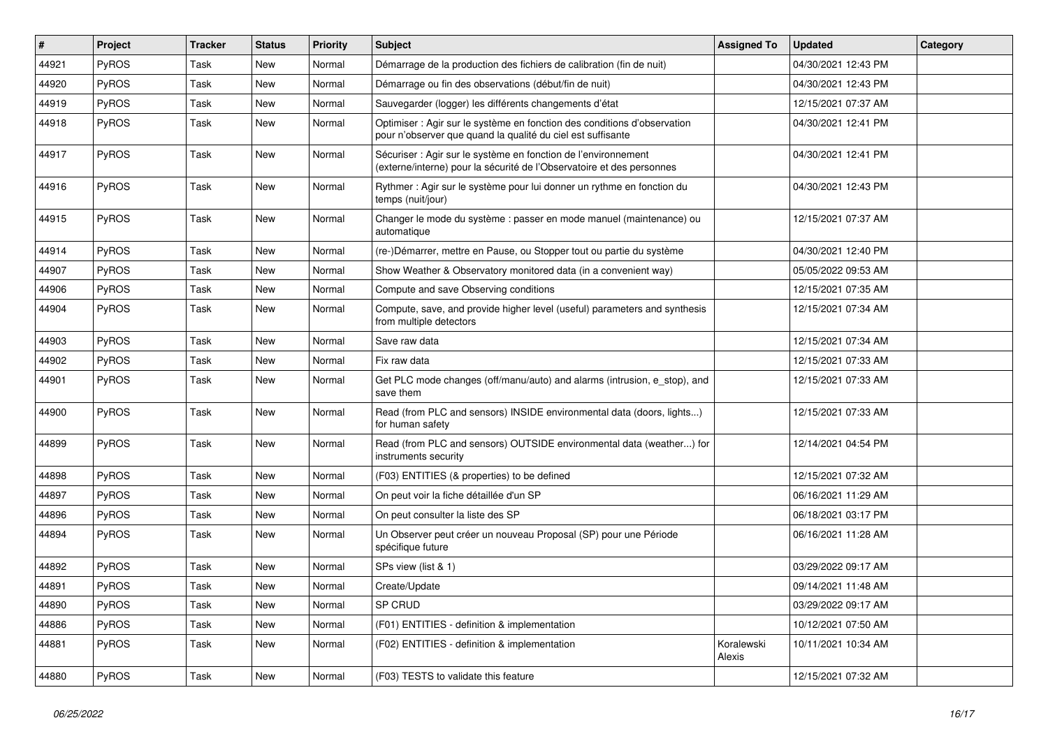| # | Project | Tracker | Status | Priority | Subject | Assigned To | Updated | Category |
|---|---|---|---|---|---|---|---|---|
| 44921 | PyROS | Task | New | Normal | Démarrage de la production des fichiers de calibration (fin de nuit) | | 04/30/2021 12:43 PM | |
| 44920 | PyROS | Task | New | Normal | Démarrage ou fin des observations (début/fin de nuit) | | 04/30/2021 12:43 PM | |
| 44919 | PyROS | Task | New | Normal | Sauvegarder (logger) les différents changements d'état | | 12/15/2021 07:37 AM | |
| 44918 | PyROS | Task | New | Normal | Optimiser : Agir sur le système en fonction des conditions d'observation pour n'observer que quand la qualité du ciel est suffisante | | 04/30/2021 12:41 PM | |
| 44917 | PyROS | Task | New | Normal | Sécuriser : Agir sur le système en fonction de l'environnement (externe/interne) pour la sécurité de l'Observatoire et des personnes | | 04/30/2021 12:41 PM | |
| 44916 | PyROS | Task | New | Normal | Rythmer : Agir sur le système pour lui donner un rythme en fonction du temps (nuit/jour) | | 04/30/2021 12:43 PM | |
| 44915 | PyROS | Task | New | Normal | Changer le mode du système : passer en mode manuel (maintenance) ou automatique | | 12/15/2021 07:37 AM | |
| 44914 | PyROS | Task | New | Normal | (re-)Démarrer, mettre en Pause, ou Stopper tout ou partie du système | | 04/30/2021 12:40 PM | |
| 44907 | PyROS | Task | New | Normal | Show Weather & Observatory monitored data (in a convenient way) | | 05/05/2022 09:53 AM | |
| 44906 | PyROS | Task | New | Normal | Compute and save Observing conditions | | 12/15/2021 07:35 AM | |
| 44904 | PyROS | Task | New | Normal | Compute, save, and provide higher level (useful) parameters and synthesis from multiple detectors | | 12/15/2021 07:34 AM | |
| 44903 | PyROS | Task | New | Normal | Save raw data | | 12/15/2021 07:34 AM | |
| 44902 | PyROS | Task | New | Normal | Fix raw data | | 12/15/2021 07:33 AM | |
| 44901 | PyROS | Task | New | Normal | Get PLC mode changes (off/manu/auto) and alarms (intrusion, e_stop), and save them | | 12/15/2021 07:33 AM | |
| 44900 | PyROS | Task | New | Normal | Read (from PLC and sensors) INSIDE environmental data (doors, lights...) for human safety | | 12/15/2021 07:33 AM | |
| 44899 | PyROS | Task | New | Normal | Read (from PLC and sensors) OUTSIDE environmental data (weather...) for instruments security | | 12/14/2021 04:54 PM | |
| 44898 | PyROS | Task | New | Normal | (F03) ENTITIES (& properties) to be defined | | 12/15/2021 07:32 AM | |
| 44897 | PyROS | Task | New | Normal | On peut voir la fiche détaillée d'un SP | | 06/16/2021 11:29 AM | |
| 44896 | PyROS | Task | New | Normal | On peut consulter la liste des SP | | 06/18/2021 03:17 PM | |
| 44894 | PyROS | Task | New | Normal | Un Observer peut créer un nouveau Proposal (SP) pour une Période spécifique future | | 06/16/2021 11:28 AM | |
| 44892 | PyROS | Task | New | Normal | SPs view (list & 1) | | 03/29/2022 09:17 AM | |
| 44891 | PyROS | Task | New | Normal | Create/Update | | 09/14/2021 11:48 AM | |
| 44890 | PyROS | Task | New | Normal | SP CRUD | | 03/29/2022 09:17 AM | |
| 44886 | PyROS | Task | New | Normal | (F01) ENTITIES - definition & implementation | | 10/12/2021 07:50 AM | |
| 44881 | PyROS | Task | New | Normal | (F02) ENTITIES - definition & implementation | Koralewski Alexis | 10/11/2021 10:34 AM | |
| 44880 | PyROS | Task | New | Normal | (F03) TESTS to validate this feature | | 12/15/2021 07:32 AM | |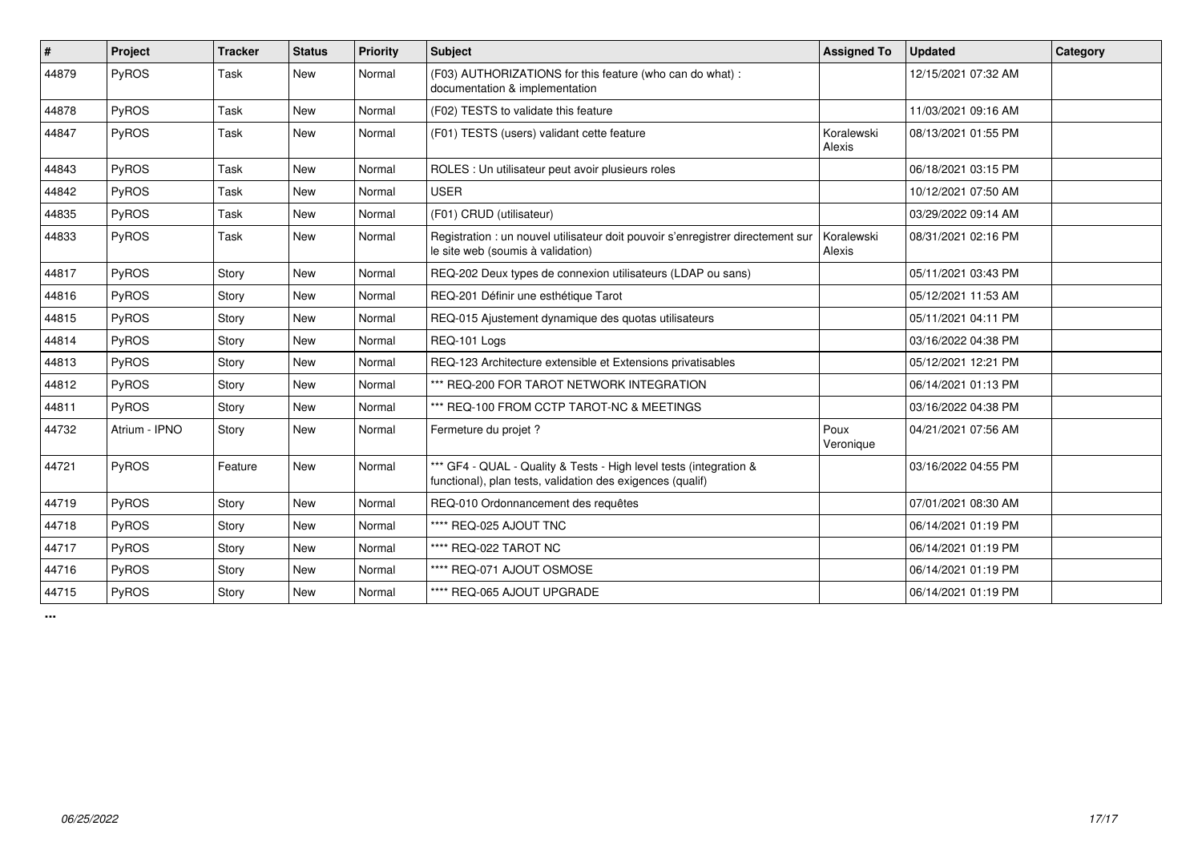| # | Project | Tracker | Status | Priority | Subject | Assigned To | Updated | Category |
|---|---|---|---|---|---|---|---|---|
| 44879 | PyROS | Task | New | Normal | (F03) AUTHORIZATIONS for this feature (who can do what) : documentation & implementation | | 12/15/2021 07:32 AM | |
| 44878 | PyROS | Task | New | Normal | (F02) TESTS to validate this feature | | 11/03/2021 09:16 AM | |
| 44847 | PyROS | Task | New | Normal | (F01) TESTS (users) validant cette feature | Koralewski Alexis | 08/13/2021 01:55 PM | |
| 44843 | PyROS | Task | New | Normal | ROLES : Un utilisateur peut avoir plusieurs roles | | 06/18/2021 03:15 PM | |
| 44842 | PyROS | Task | New | Normal | USER | | 10/12/2021 07:50 AM | |
| 44835 | PyROS | Task | New | Normal | (F01) CRUD (utilisateur) | | 03/29/2022 09:14 AM | |
| 44833 | PyROS | Task | New | Normal | Registration : un nouvel utilisateur doit pouvoir s'enregistrer directement sur le site web (soumis à validation) | Koralewski Alexis | 08/31/2021 02:16 PM | |
| 44817 | PyROS | Story | New | Normal | REQ-202 Deux types de connexion utilisateurs (LDAP ou sans) | | 05/11/2021 03:43 PM | |
| 44816 | PyROS | Story | New | Normal | REQ-201 Définir une esthétique Tarot | | 05/12/2021 11:53 AM | |
| 44815 | PyROS | Story | New | Normal | REQ-015 Ajustement dynamique des quotas utilisateurs | | 05/11/2021 04:11 PM | |
| 44814 | PyROS | Story | New | Normal | REQ-101 Logs | | 03/16/2022 04:38 PM | |
| 44813 | PyROS | Story | New | Normal | REQ-123 Architecture extensible et Extensions privatisables | | 05/12/2021 12:21 PM | |
| 44812 | PyROS | Story | New | Normal | *** REQ-200 FOR TAROT NETWORK INTEGRATION | | 06/14/2021 01:13 PM | |
| 44811 | PyROS | Story | New | Normal | *** REQ-100 FROM CCTP TAROT-NC & MEETINGS | | 03/16/2022 04:38 PM | |
| 44732 | Atrium - IPNO | Story | New | Normal | Fermeture du projet ? | Poux Veronique | 04/21/2021 07:56 AM | |
| 44721 | PyROS | Feature | New | Normal | *** GF4 - QUAL - Quality & Tests - High level tests (integration & functional), plan tests, validation des exigences (qualif) | | 03/16/2022 04:55 PM | |
| 44719 | PyROS | Story | New | Normal | REQ-010 Ordonnancement des requêtes | | 07/01/2021 08:30 AM | |
| 44718 | PyROS | Story | New | Normal | **** REQ-025 AJOUT TNC | | 06/14/2021 01:19 PM | |
| 44717 | PyROS | Story | New | Normal | **** REQ-022 TAROT NC | | 06/14/2021 01:19 PM | |
| 44716 | PyROS | Story | New | Normal | **** REQ-071 AJOUT OSMOSE | | 06/14/2021 01:19 PM | |
| 44715 | PyROS | Story | New | Normal | **** REQ-065 AJOUT UPGRADE | | 06/14/2021 01:19 PM | |

...